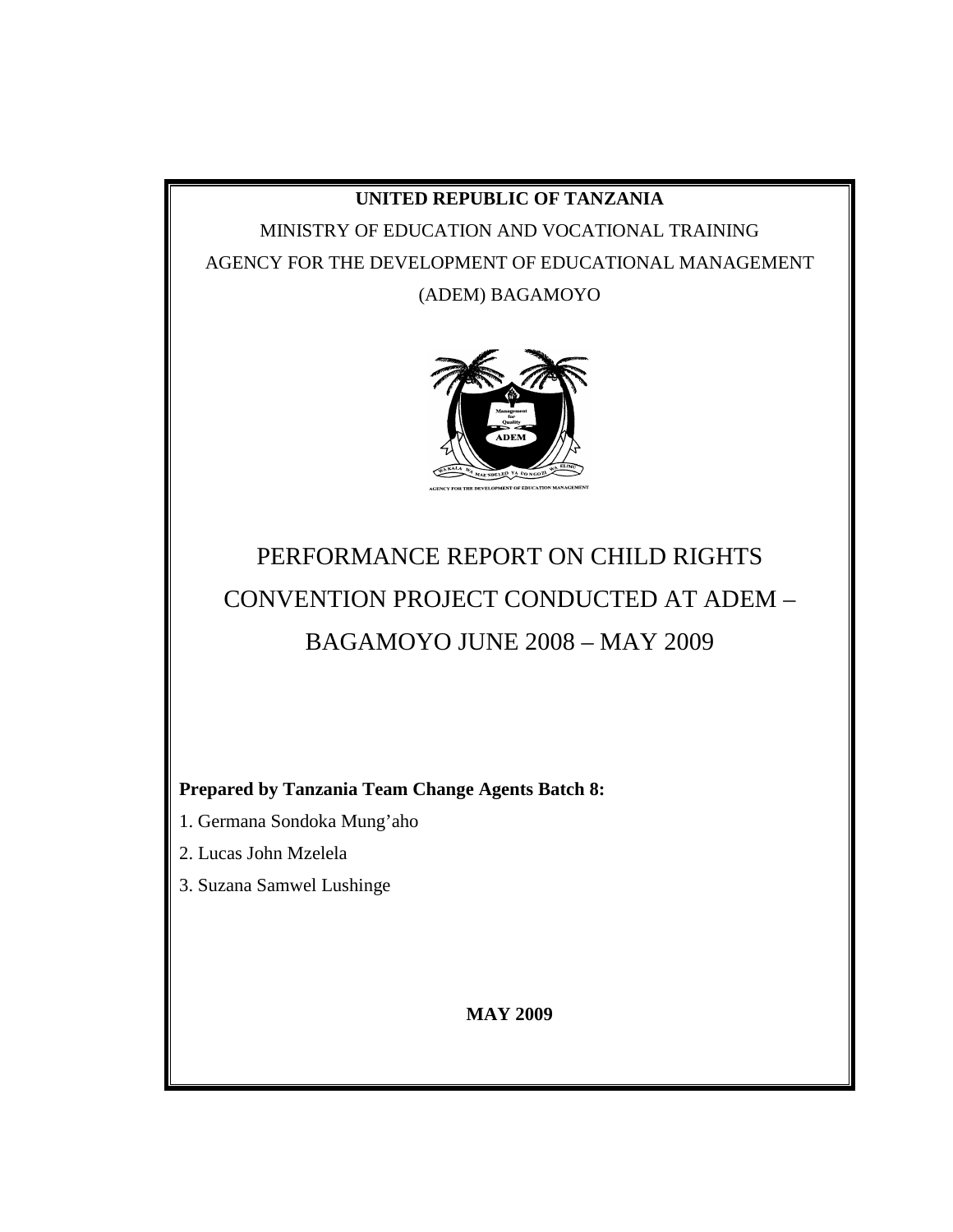**UNITED REPUBLIC OF TANZANIA**

MINISTRY OF EDUCATION AND VOCATIONAL TRAINING

AGENCY FOR THE DEVELOPMENT OF EDUCATIONAL MANAGEMENT

(ADEM) BAGAMOYO

# PERFORMANCE REPORT ON CHILD RIGHTS CONVENTION PROJECT CONDUCTED AT ADEM – BAGAMOYO JUNE 2008 – MAY 2009

**Prepared by Tanzania Team Change Agents Batch 8:**

1. Germana Sondoka Mung'aho
2. Lucas John Mzelela
3. Suzana Samwel Lushinge

**MAY 2009**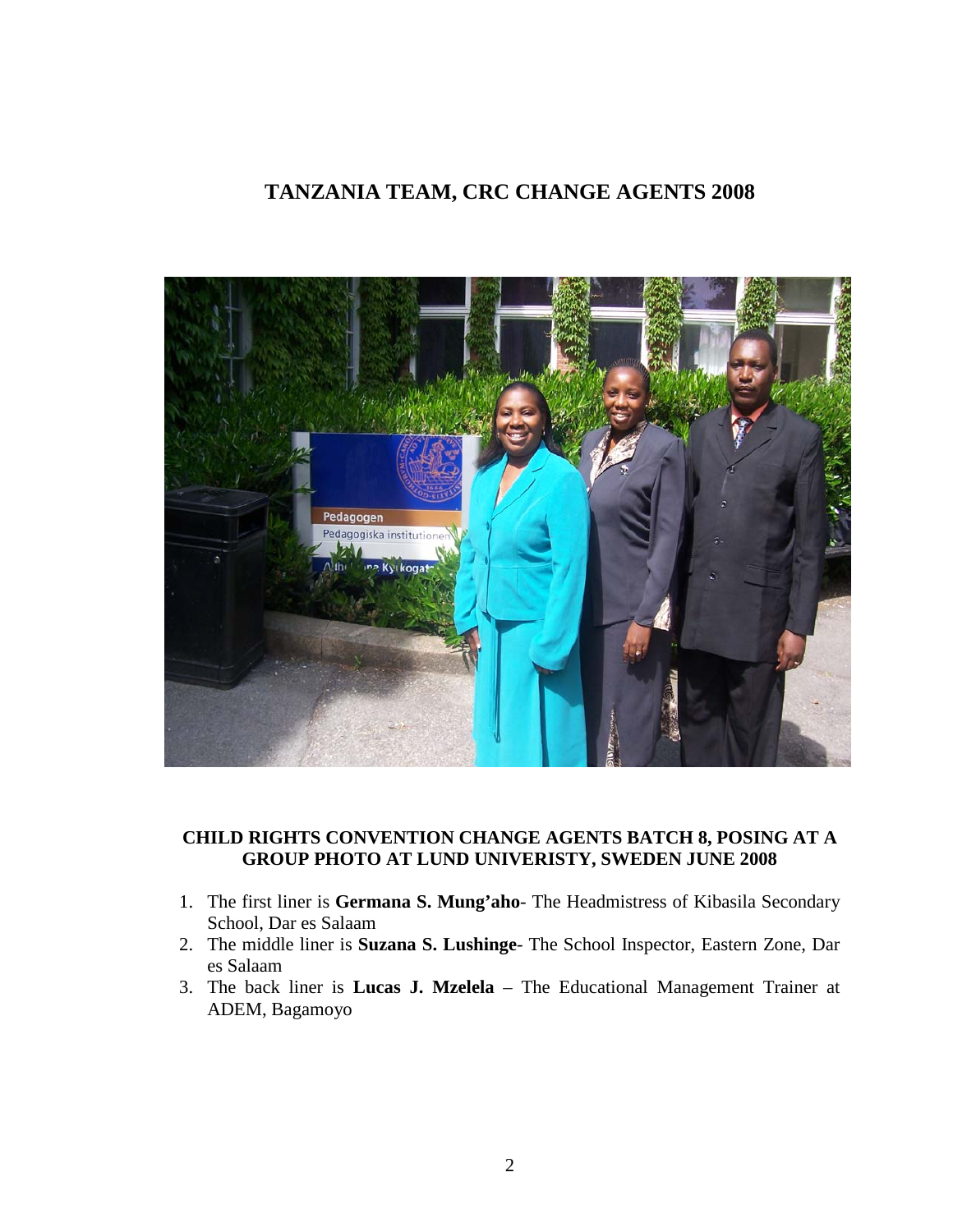# TANZANIA TEAM, CRC CHANGE AGENTS 2008

**CHILD RIGHTS CONVENTION CHANGE AGENTS BATCH 8, POSING AT A GROUP PHOTO AT LUND UNIVERISTY, SWEDEN JUNE 2008**

1. The first liner is **Germana S. Mung'aho**- The Headmistress of Kibasila Secondary School, Dar es Salaam
2. The middle liner is **Suzana S. Lushinge**- The School Inspector, Eastern Zone, Dar es Salaam
3. The back liner is **Lucas J. Mzelela** – The Educational Management Trainer at ADEM, Bagamoyo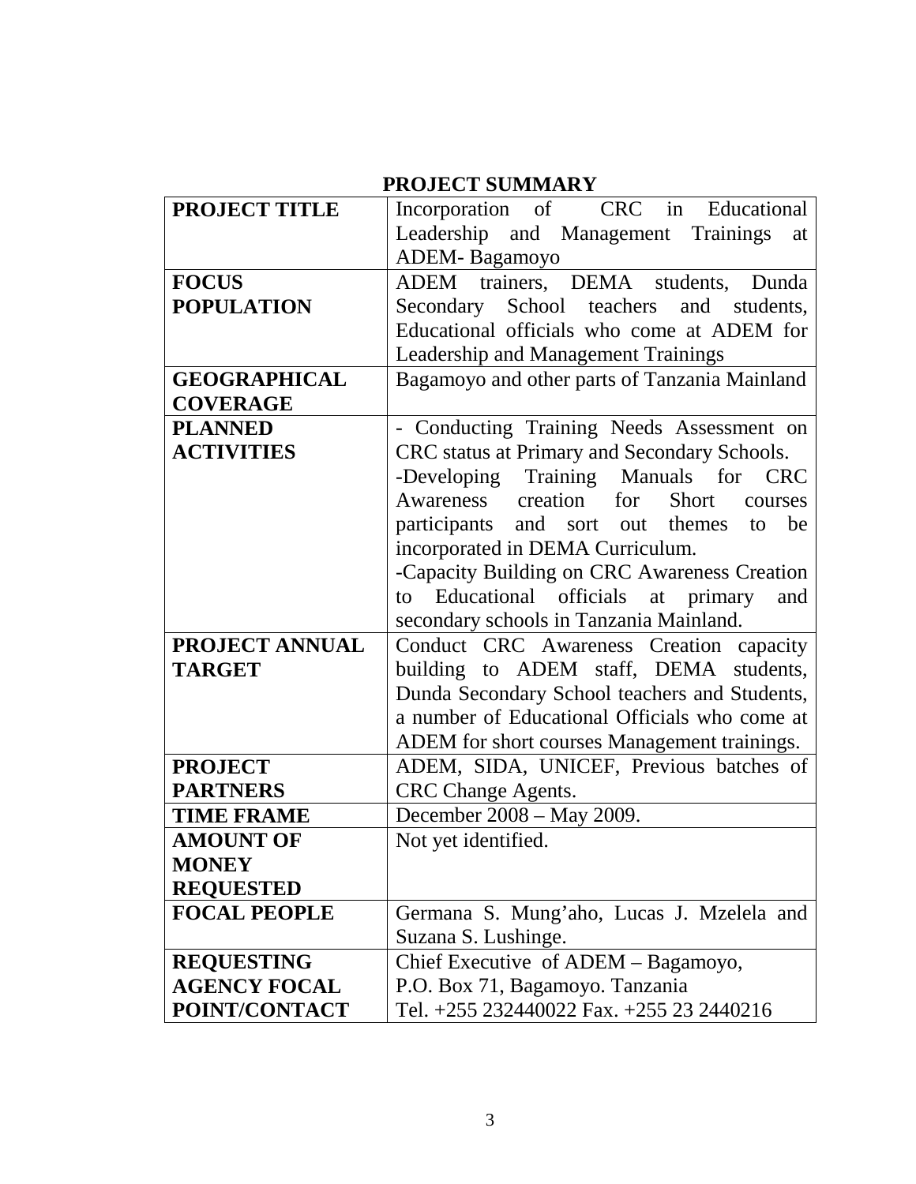## PROJECT SUMMARY

| | |
|---|---|
| **PROJECT TITLE** | Incorporation of CRC in Educational Leadership and Management Trainings at ADEM- Bagamoyo |
| **FOCUS POPULATION** | ADEM trainers, DEMA students, Dunda Secondary School teachers and students, Educational officials who come at ADEM for Leadership and Management Trainings |
| **GEOGRAPHICAL COVERAGE** | Bagamoyo and other parts of Tanzania Mainland |
| **PLANNED ACTIVITIES** | - Conducting Training Needs Assessment on CRC status at Primary and Secondary Schools.<br>-Developing Training Manuals for CRC Awareness creation for Short courses participants and sort out themes to be incorporated in DEMA Curriculum.<br>-Capacity Building on CRC Awareness Creation to Educational officials at primary and secondary schools in Tanzania Mainland. |
| **PROJECT ANNUAL TARGET** | Conduct CRC Awareness Creation capacity building to ADEM staff, DEMA students, Dunda Secondary School teachers and Students, a number of Educational Officials who come at ADEM for short courses Management trainings. |
| **PROJECT PARTNERS** | ADEM, SIDA, UNICEF, Previous batches of CRC Change Agents. |
| **TIME FRAME** | December 2008 – May 2009. |
| **AMOUNT OF MONEY REQUESTED** | Not yet identified. |
| **FOCAL PEOPLE** | Germana S. Mung'aho, Lucas J. Mzelela and Suzana S. Lushinge. |
| **REQUESTING AGENCY FOCAL POINT/CONTACT** | Chief Executive of ADEM – Bagamoyo,<br>P.O. Box 71, Bagamoyo. Tanzania<br>Tel. +255 232440022 Fax. +255 23 2440216 |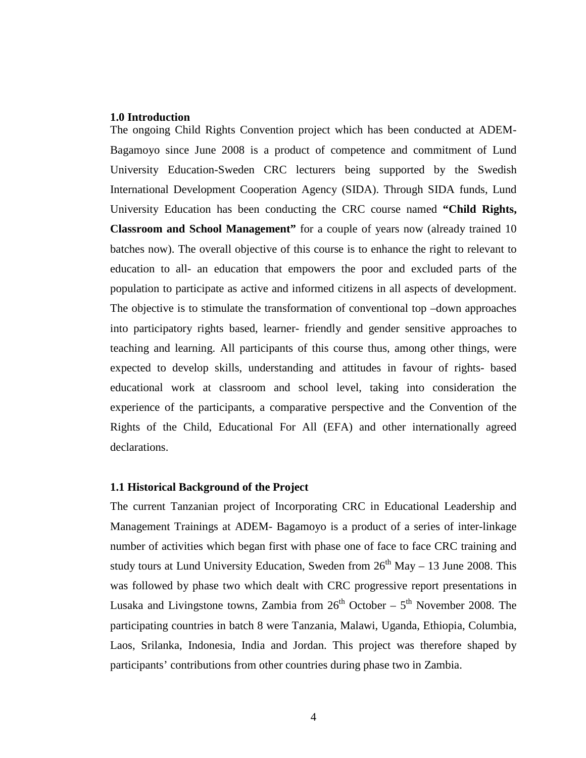### 1.0 Introduction

The ongoing Child Rights Convention project which has been conducted at ADEM-Bagamoyo since June 2008 is a product of competence and commitment of Lund University Education-Sweden CRC lecturers being supported by the Swedish International Development Cooperation Agency (SIDA). Through SIDA funds, Lund University Education has been conducting the CRC course named **"Child Rights, Classroom and School Management"** for a couple of years now (already trained 10 batches now). The overall objective of this course is to enhance the right to relevant to education to all- an education that empowers the poor and excluded parts of the population to participate as active and informed citizens in all aspects of development. The objective is to stimulate the transformation of conventional top –down approaches into participatory rights based, learner- friendly and gender sensitive approaches to teaching and learning. All participants of this course thus, among other things, were expected to develop skills, understanding and attitudes in favour of rights- based educational work at classroom and school level, taking into consideration the experience of the participants, a comparative perspective and the Convention of the Rights of the Child, Educational For All (EFA) and other internationally agreed declarations.

### 1.1 Historical Background of the Project

The current Tanzanian project of Incorporating CRC in Educational Leadership and Management Trainings at ADEM- Bagamoyo is a product of a series of inter-linkage number of activities which began first with phase one of face to face CRC training and study tours at Lund University Education, Sweden from 26th May – 13 June 2008. This was followed by phase two which dealt with CRC progressive report presentations in Lusaka and Livingstone towns, Zambia from 26th October – 5th November 2008. The participating countries in batch 8 were Tanzania, Malawi, Uganda, Ethiopia, Columbia, Laos, Srilanka, Indonesia, India and Jordan. This project was therefore shaped by participants' contributions from other countries during phase two in Zambia.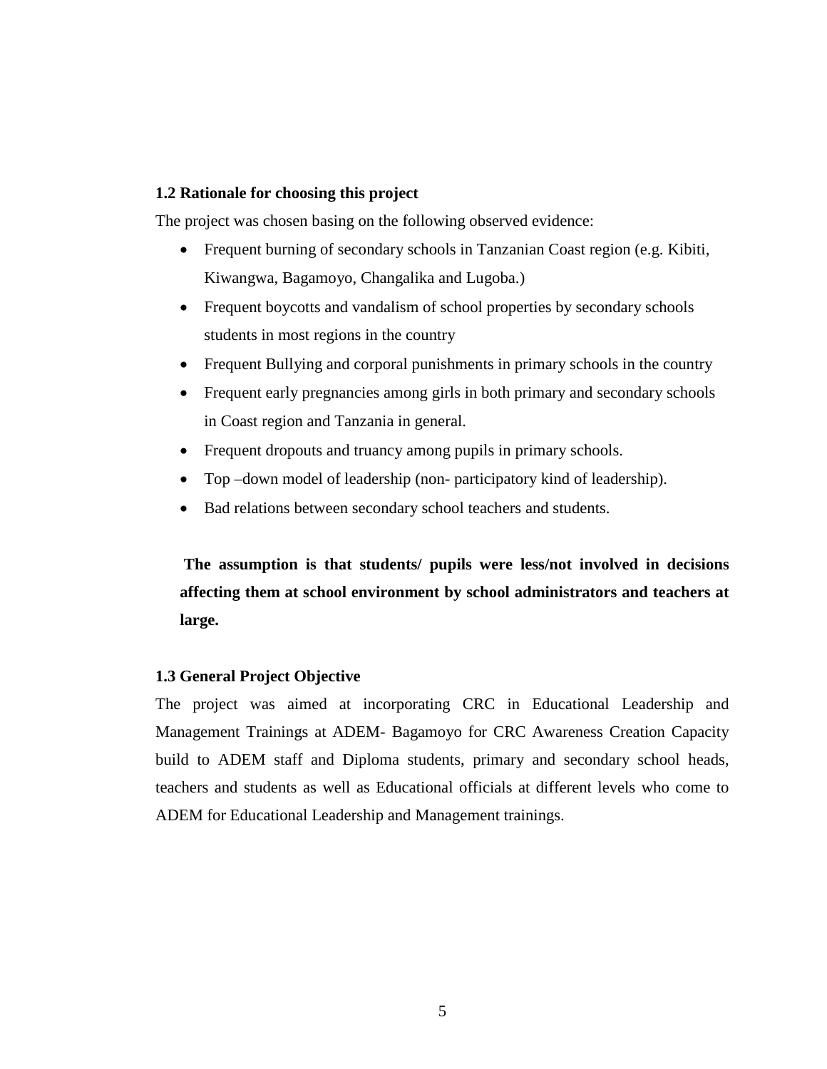### 1.2 Rationale for choosing this project

The project was chosen basing on the following observed evidence:

- Frequent burning of secondary schools in Tanzanian Coast region (e.g. Kibiti, Kiwangwa, Bagamoyo, Changalika and Lugoba.)
- Frequent boycotts and vandalism of school properties by secondary schools students in most regions in the country
- Frequent Bullying and corporal punishments in primary schools in the country
- Frequent early pregnancies among girls in both primary and secondary schools in Coast region and Tanzania in general.
- Frequent dropouts and truancy among pupils in primary schools.
- Top –down model of leadership (non- participatory kind of leadership).
- Bad relations between secondary school teachers and students.

**The assumption is that students/ pupils were less/not involved in decisions affecting them at school environment by school administrators and teachers at large.**

### 1.3 General Project Objective

The project was aimed at incorporating CRC in Educational Leadership and Management Trainings at ADEM- Bagamoyo for CRC Awareness Creation Capacity build to ADEM staff and Diploma students, primary and secondary school heads, teachers and students as well as Educational officials at different levels who come to ADEM for Educational Leadership and Management trainings.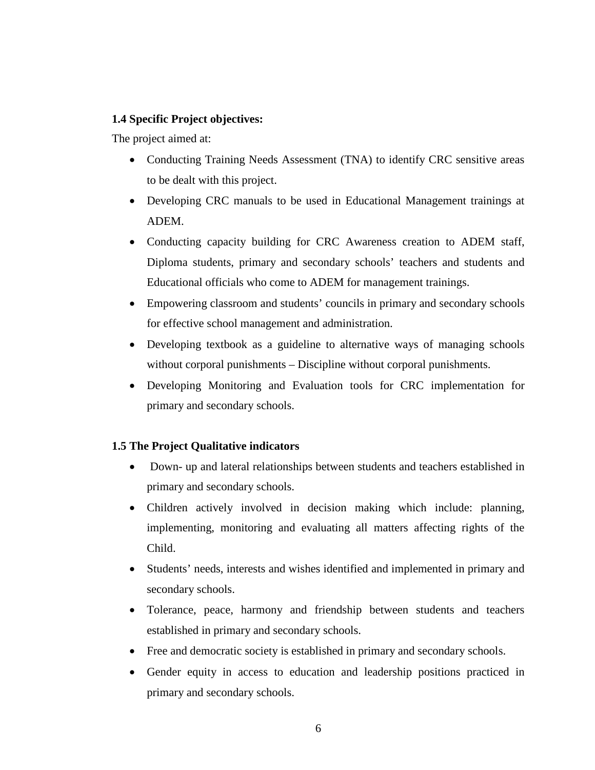**1.4 Specific Project objectives:**

The project aimed at:

- Conducting Training Needs Assessment (TNA) to identify CRC sensitive areas to be dealt with this project.
- Developing CRC manuals to be used in Educational Management trainings at ADEM.
- Conducting capacity building for CRC Awareness creation to ADEM staff, Diploma students, primary and secondary schools' teachers and students and Educational officials who come to ADEM for management trainings.
- Empowering classroom and students' councils in primary and secondary schools for effective school management and administration.
- Developing textbook as a guideline to alternative ways of managing schools without corporal punishments – Discipline without corporal punishments.
- Developing Monitoring and Evaluation tools for CRC implementation for primary and secondary schools.

**1.5 The Project Qualitative indicators**

- Down- up and lateral relationships between students and teachers established in primary and secondary schools.
- Children actively involved in decision making which include: planning, implementing, monitoring and evaluating all matters affecting rights of the Child.
- Students' needs, interests and wishes identified and implemented in primary and secondary schools.
- Tolerance, peace, harmony and friendship between students and teachers established in primary and secondary schools.
- Free and democratic society is established in primary and secondary schools.
- Gender equity in access to education and leadership positions practiced in primary and secondary schools.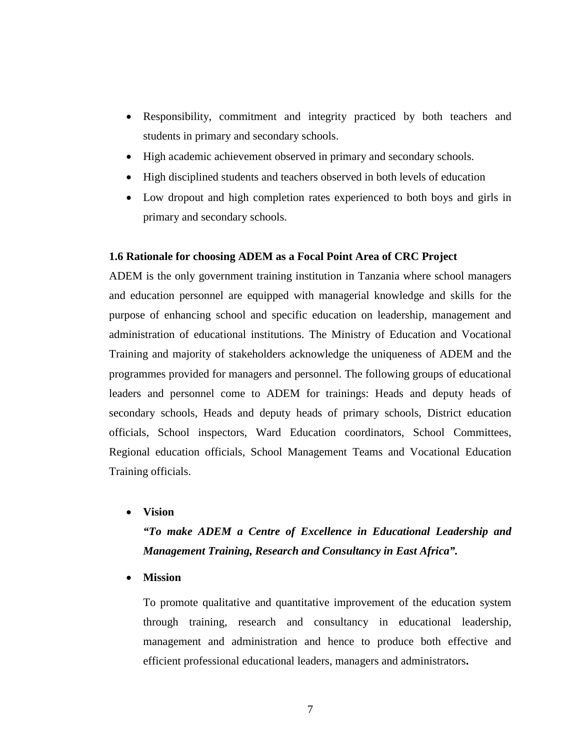- Responsibility, commitment and integrity practiced by both teachers and students in primary and secondary schools.
- High academic achievement observed in primary and secondary schools.
- High disciplined students and teachers observed in both levels of education
- Low dropout and high completion rates experienced to both boys and girls in primary and secondary schools.

### 1.6 Rationale for choosing ADEM as a Focal Point Area of CRC Project

ADEM is the only government training institution in Tanzania where school managers and education personnel are equipped with managerial knowledge and skills for the purpose of enhancing school and specific education on leadership, management and administration of educational institutions. The Ministry of Education and Vocational Training and majority of stakeholders acknowledge the uniqueness of ADEM and the programmes provided for managers and personnel. The following groups of educational leaders and personnel come to ADEM for trainings: Heads and deputy heads of secondary schools, Heads and deputy heads of primary schools, District education officials, School inspectors, Ward Education coordinators, School Committees, Regional education officials, School Management Teams and Vocational Education Training officials.

- **Vision**

  ***"To make ADEM a Centre of Excellence in Educational Leadership and Management Training, Research and Consultancy in East Africa".***

- **Mission**

  To promote qualitative and quantitative improvement of the education system through training, research and consultancy in educational leadership, management and administration and hence to produce both effective and efficient professional educational leaders, managers and administrators**.**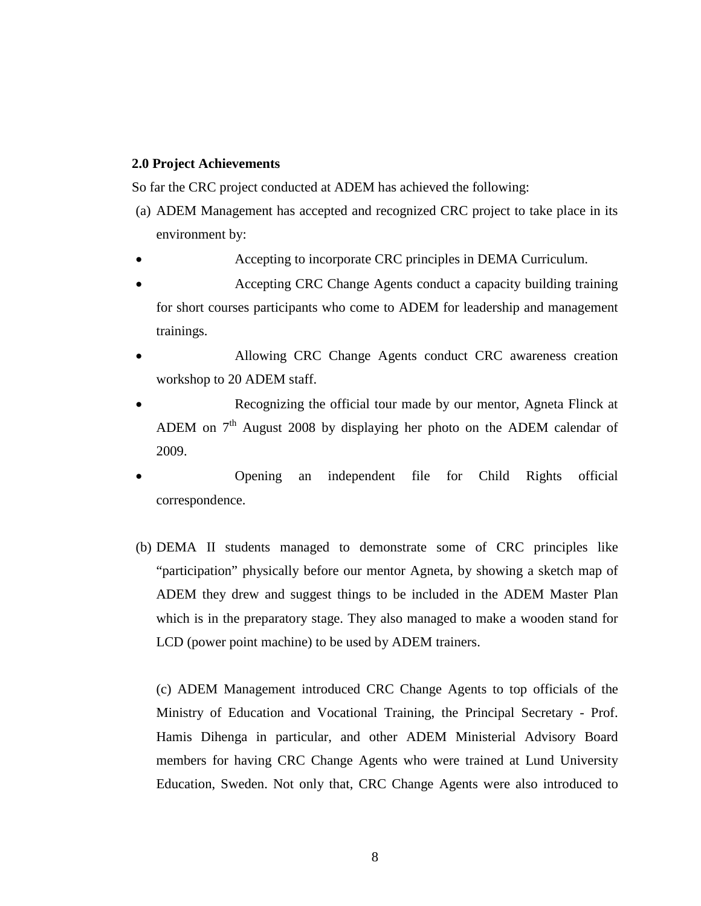**2.0 Project Achievements**

So far the CRC project conducted at ADEM has achieved the following:

(a) ADEM Management has accepted and recognized CRC project to take place in its environment by:

- Accepting to incorporate CRC principles in DEMA Curriculum.
- Accepting CRC Change Agents conduct a capacity building training for short courses participants who come to ADEM for leadership and management trainings.
- Allowing CRC Change Agents conduct CRC awareness creation workshop to 20 ADEM staff.
- Recognizing the official tour made by our mentor, Agneta Flinck at ADEM on 7th August 2008 by displaying her photo on the ADEM calendar of 2009.
- Opening an independent file for Child Rights official correspondence.

(b) DEMA II students managed to demonstrate some of CRC principles like "participation" physically before our mentor Agneta, by showing a sketch map of ADEM they drew and suggest things to be included in the ADEM Master Plan which is in the preparatory stage. They also managed to make a wooden stand for LCD (power point machine) to be used by ADEM trainers.

(c) ADEM Management introduced CRC Change Agents to top officials of the Ministry of Education and Vocational Training, the Principal Secretary - Prof. Hamis Dihenga in particular, and other ADEM Ministerial Advisory Board members for having CRC Change Agents who were trained at Lund University Education, Sweden. Not only that, CRC Change Agents were also introduced to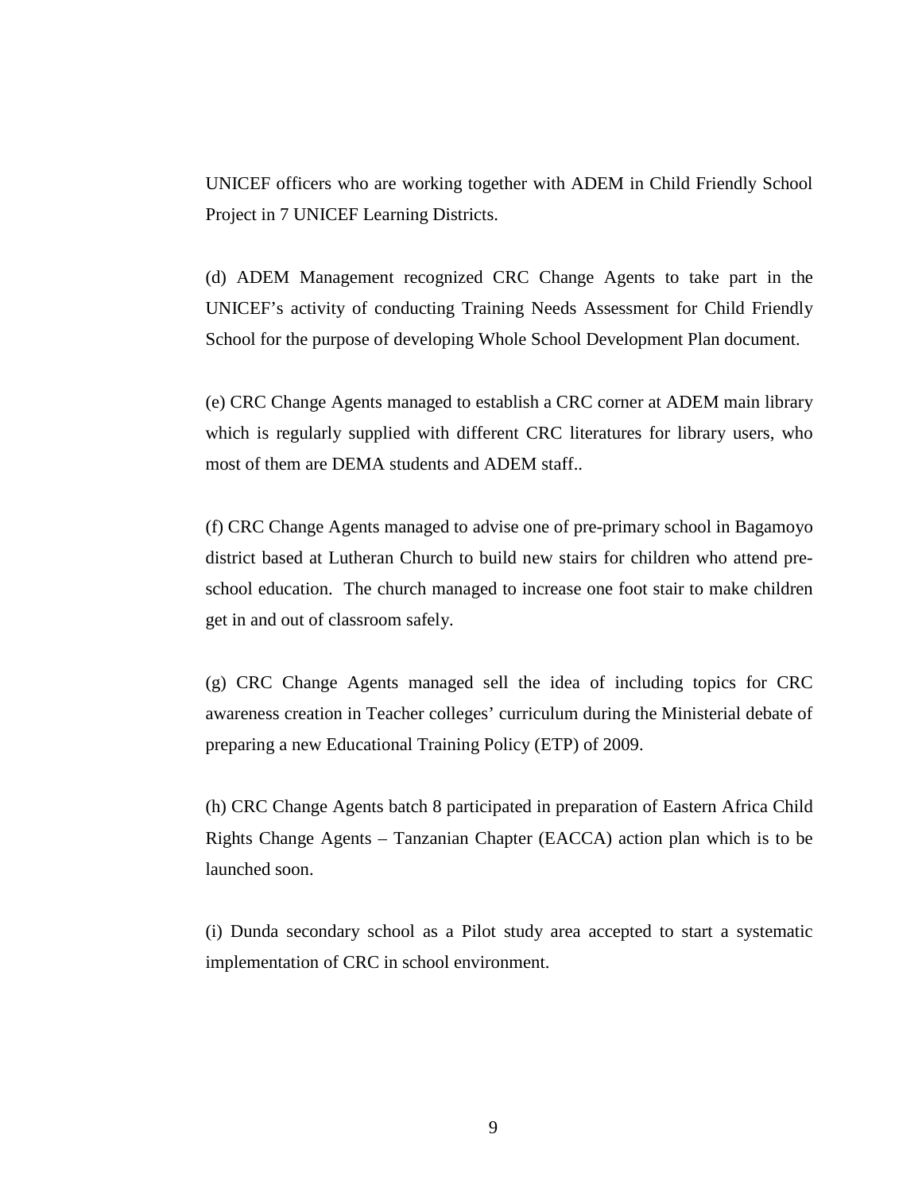UNICEF officers who are working together with ADEM in Child Friendly School Project in 7 UNICEF Learning Districts.

(d) ADEM Management recognized CRC Change Agents to take part in the UNICEF's activity of conducting Training Needs Assessment for Child Friendly School for the purpose of developing Whole School Development Plan document.

(e) CRC Change Agents managed to establish a CRC corner at ADEM main library which is regularly supplied with different CRC literatures for library users, who most of them are DEMA students and ADEM staff..

(f) CRC Change Agents managed to advise one of pre-primary school in Bagamoyo district based at Lutheran Church to build new stairs for children who attend pre-school education. The church managed to increase one foot stair to make children get in and out of classroom safely.

(g) CRC Change Agents managed sell the idea of including topics for CRC awareness creation in Teacher colleges' curriculum during the Ministerial debate of preparing a new Educational Training Policy (ETP) of 2009.

(h) CRC Change Agents batch 8 participated in preparation of Eastern Africa Child Rights Change Agents – Tanzanian Chapter (EACCA) action plan which is to be launched soon.

(i) Dunda secondary school as a Pilot study area accepted to start a systematic implementation of CRC in school environment.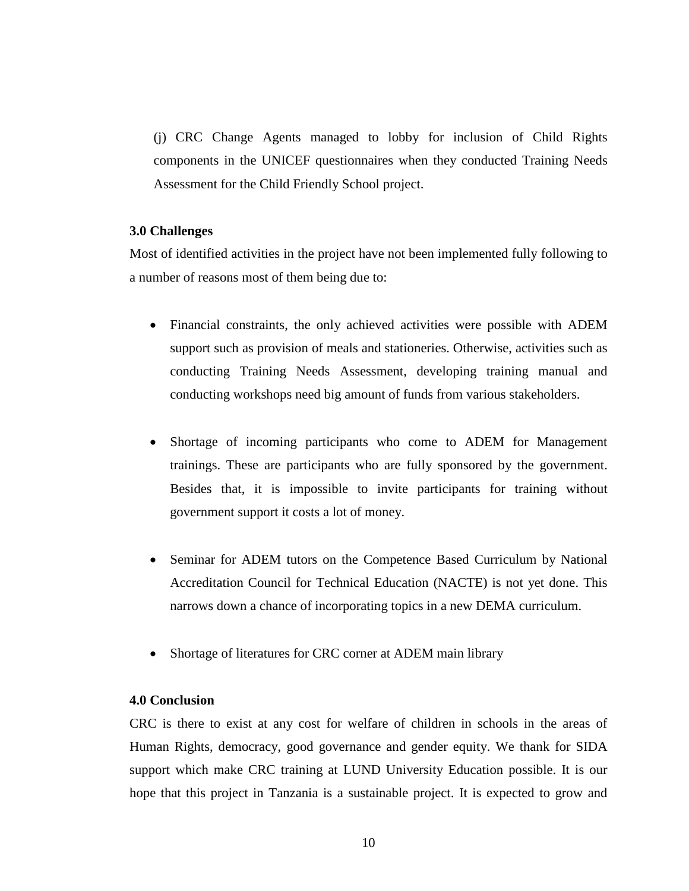(j) CRC Change Agents managed to lobby for inclusion of Child Rights components in the UNICEF questionnaires when they conducted Training Needs Assessment for the Child Friendly School project.

**3.0 Challenges**

Most of identified activities in the project have not been implemented fully following to a number of reasons most of them being due to:

- Financial constraints, the only achieved activities were possible with ADEM support such as provision of meals and stationeries. Otherwise, activities such as conducting Training Needs Assessment, developing training manual and conducting workshops need big amount of funds from various stakeholders.

- Shortage of incoming participants who come to ADEM for Management trainings. These are participants who are fully sponsored by the government. Besides that, it is impossible to invite participants for training without government support it costs a lot of money.

- Seminar for ADEM tutors on the Competence Based Curriculum by National Accreditation Council for Technical Education (NACTE) is not yet done. This narrows down a chance of incorporating topics in a new DEMA curriculum.

- Shortage of literatures for CRC corner at ADEM main library

**4.0 Conclusion**

CRC is there to exist at any cost for welfare of children in schools in the areas of Human Rights, democracy, good governance and gender equity. We thank for SIDA support which make CRC training at LUND University Education possible. It is our hope that this project in Tanzania is a sustainable project. It is expected to grow and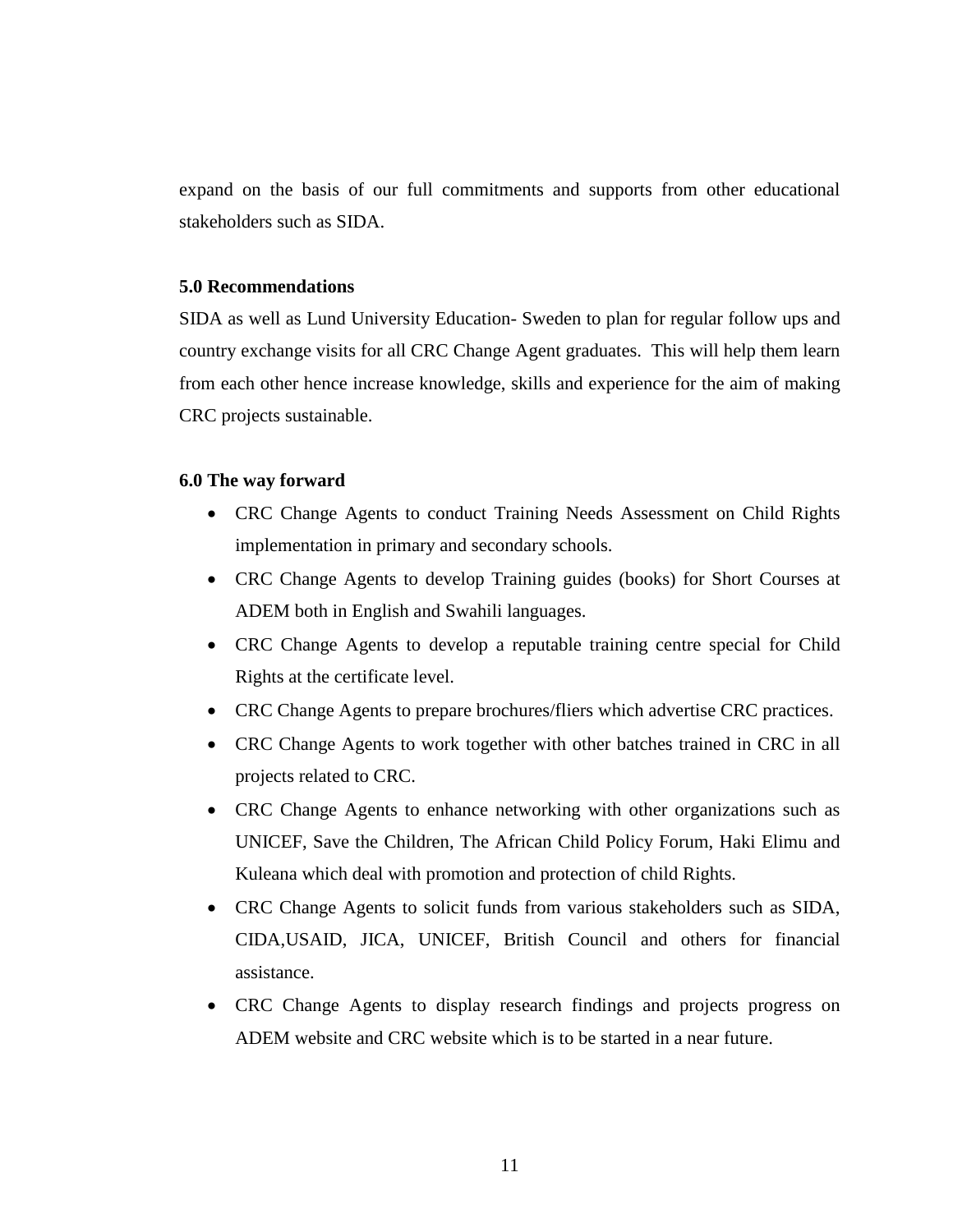expand on the basis of our full commitments and supports from other educational stakeholders such as SIDA.

**5.0 Recommendations**

SIDA as well as Lund University Education- Sweden to plan for regular follow ups and country exchange visits for all CRC Change Agent graduates. This will help them learn from each other hence increase knowledge, skills and experience for the aim of making CRC projects sustainable.

**6.0 The way forward**

- CRC Change Agents to conduct Training Needs Assessment on Child Rights implementation in primary and secondary schools.
- CRC Change Agents to develop Training guides (books) for Short Courses at ADEM both in English and Swahili languages.
- CRC Change Agents to develop a reputable training centre special for Child Rights at the certificate level.
- CRC Change Agents to prepare brochures/fliers which advertise CRC practices.
- CRC Change Agents to work together with other batches trained in CRC in all projects related to CRC.
- CRC Change Agents to enhance networking with other organizations such as UNICEF, Save the Children, The African Child Policy Forum, Haki Elimu and Kuleana which deal with promotion and protection of child Rights.
- CRC Change Agents to solicit funds from various stakeholders such as SIDA, CIDA,USAID, JICA, UNICEF, British Council and others for financial assistance.
- CRC Change Agents to display research findings and projects progress on ADEM website and CRC website which is to be started in a near future.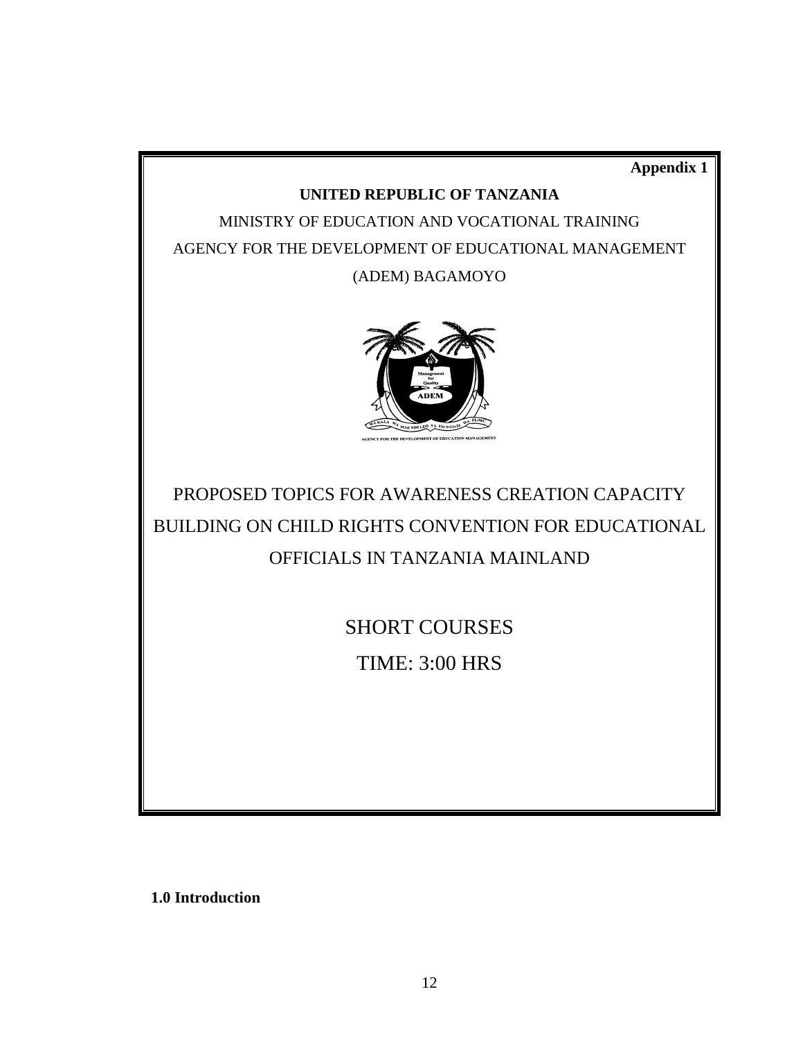**Appendix 1**

**UNITED REPUBLIC OF TANZANIA**

MINISTRY OF EDUCATION AND VOCATIONAL TRAINING

AGENCY FOR THE DEVELOPMENT OF EDUCATIONAL MANAGEMENT

(ADEM) BAGAMOYO

# PROPOSED TOPICS FOR AWARENESS CREATION CAPACITY BUILDING ON CHILD RIGHTS CONVENTION FOR EDUCATIONAL OFFICIALS IN TANZANIA MAINLAND

SHORT COURSES

TIME: 3:00 HRS

## 1.0 Introduction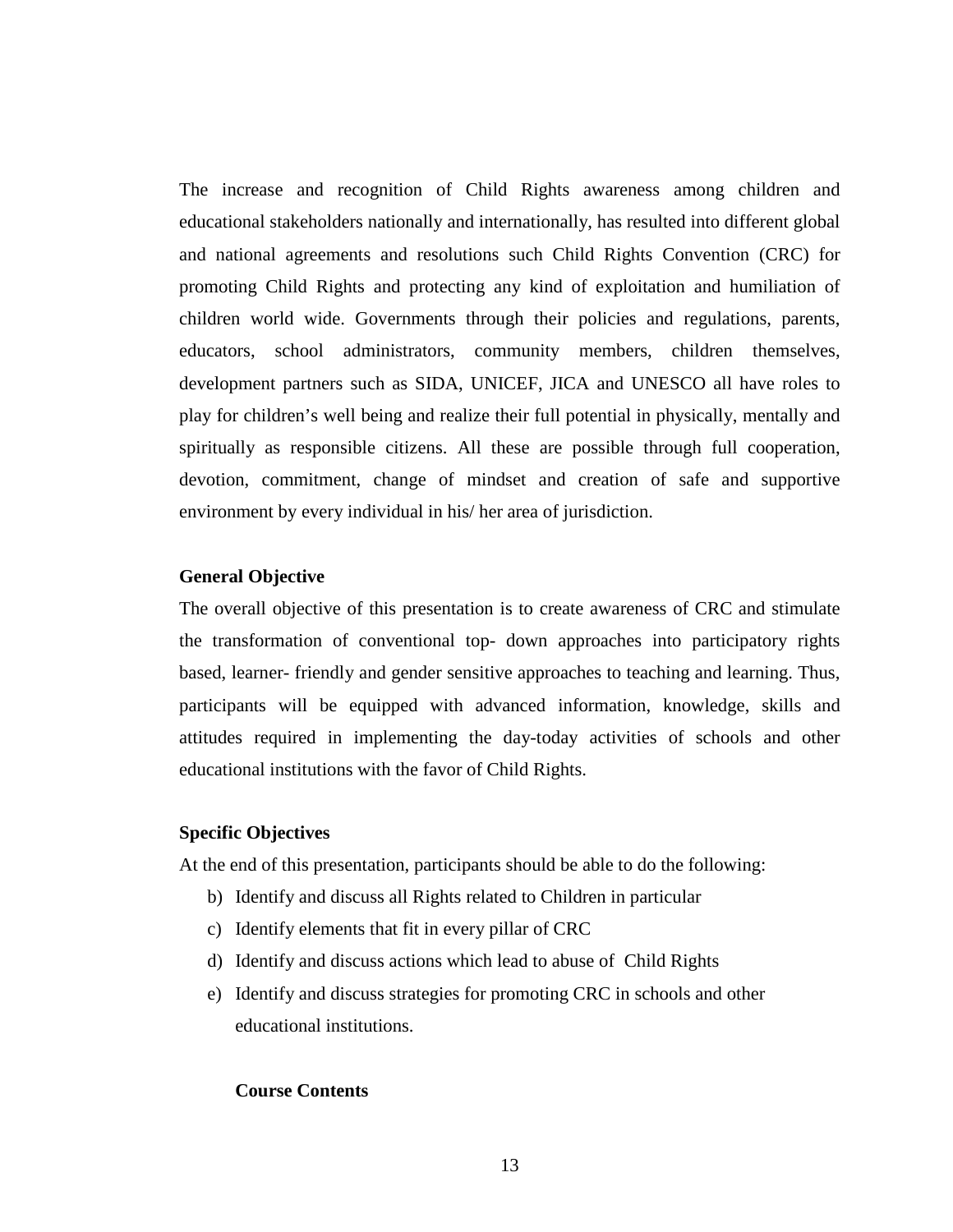The increase and recognition of Child Rights awareness among children and educational stakeholders nationally and internationally, has resulted into different global and national agreements and resolutions such Child Rights Convention (CRC) for promoting Child Rights and protecting any kind of exploitation and humiliation of children world wide. Governments through their policies and regulations, parents, educators, school administrators, community members, children themselves, development partners such as SIDA, UNICEF, JICA and UNESCO all have roles to play for children's well being and realize their full potential in physically, mentally and spiritually as responsible citizens. All these are possible through full cooperation, devotion, commitment, change of mindset and creation of safe and supportive environment by every individual in his/ her area of jurisdiction.

**General Objective**

The overall objective of this presentation is to create awareness of CRC and stimulate the transformation of conventional top- down approaches into participatory rights based, learner- friendly and gender sensitive approaches to teaching and learning. Thus, participants will be equipped with advanced information, knowledge, skills and attitudes required in implementing the day-today activities of schools and other educational institutions with the favor of Child Rights.

**Specific Objectives**

At the end of this presentation, participants should be able to do the following:

b) Identify and discuss all Rights related to Children in particular
c) Identify elements that fit in every pillar of CRC
d) Identify and discuss actions which lead to abuse of Child Rights
e) Identify and discuss strategies for promoting CRC in schools and other educational institutions.

**Course Contents**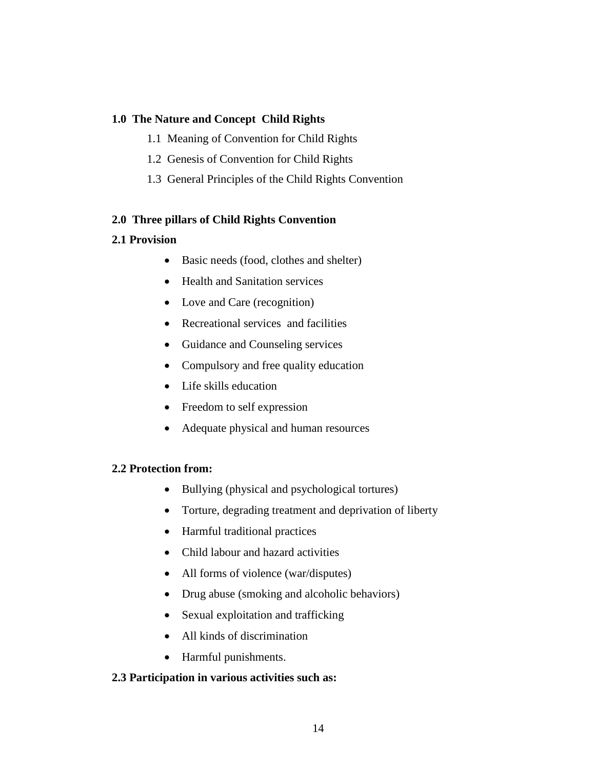**1.0 The Nature and Concept Child Rights**

1.1 Meaning of Convention for Child Rights

1.2 Genesis of Convention for Child Rights

1.3 General Principles of the Child Rights Convention

**2.0 Three pillars of Child Rights Convention**

**2.1 Provision**

- Basic needs (food, clothes and shelter)
- Health and Sanitation services
- Love and Care (recognition)
- Recreational services and facilities
- Guidance and Counseling services
- Compulsory and free quality education
- Life skills education
- Freedom to self expression
- Adequate physical and human resources

**2.2 Protection from:**

- Bullying (physical and psychological tortures)
- Torture, degrading treatment and deprivation of liberty
- Harmful traditional practices
- Child labour and hazard activities
- All forms of violence (war/disputes)
- Drug abuse (smoking and alcoholic behaviors)
- Sexual exploitation and trafficking
- All kinds of discrimination
- Harmful punishments.

**2.3 Participation in various activities such as:**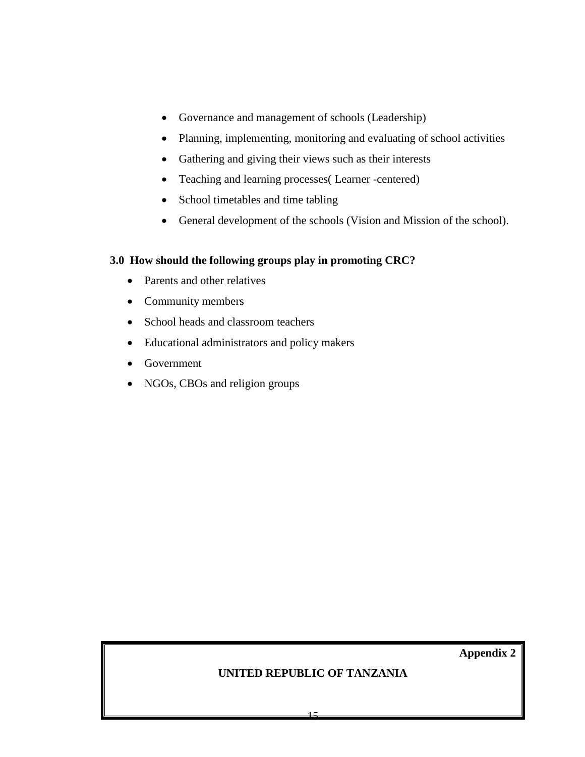- Governance and management of schools (Leadership)
- Planning, implementing, monitoring and evaluating of school activities
- Gathering and giving their views such as their interests
- Teaching and learning processes( Learner -centered)
- School timetables and time tabling
- General development of the schools (Vision and Mission of the school).

**3.0 How should the following groups play in promoting CRC?**

- Parents and other relatives
- Community members
- School heads and classroom teachers
- Educational administrators and policy makers
- Government
- NGOs, CBOs and religion groups

**Appendix 2**

**UNITED REPUBLIC OF TANZANIA**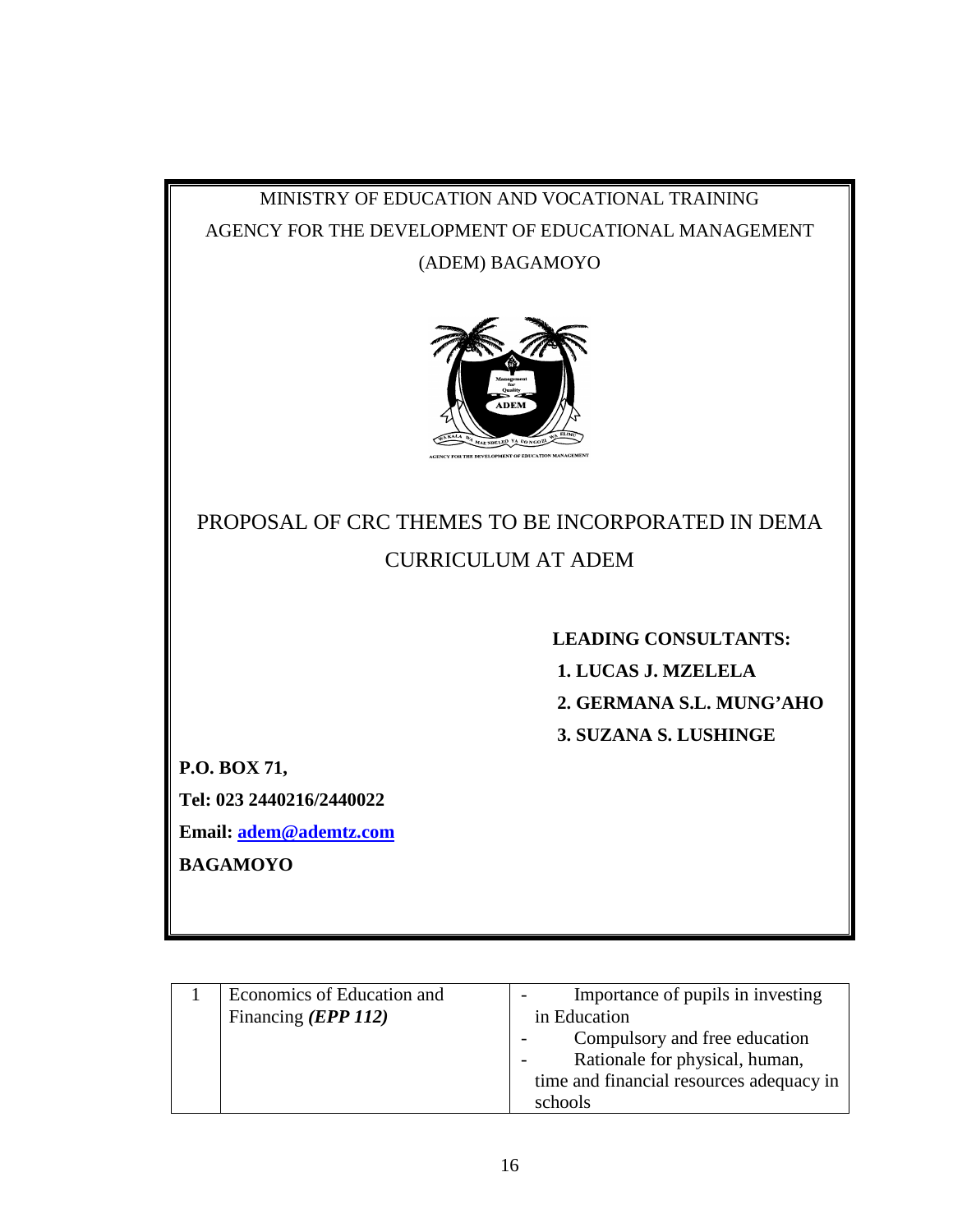MINISTRY OF EDUCATION AND VOCATIONAL TRAINING

AGENCY FOR THE DEVELOPMENT OF EDUCATIONAL MANAGEMENT

(ADEM) BAGAMOYO

# PROPOSAL OF CRC THEMES TO BE INCORPORATED IN DEMA CURRICULUM AT ADEM

**LEADING CONSULTANTS:**

**1. LUCAS J. MZELELA**

**2. GERMANA S.L. MUNG'AHO**

**3. SUZANA S. LUSHINGE**

**P.O. BOX 71,**

**Tel: 023 2440216/2440022**

**Email: adem@ademtz.com**

**BAGAMOYO**

| 1 | Economics of Education and Financing *(EPP 112)* | - Importance of pupils in investing in Education<br>- Compulsory and free education<br>- Rationale for physical, human, time and financial resources adequacy in schools |
|---|---|---|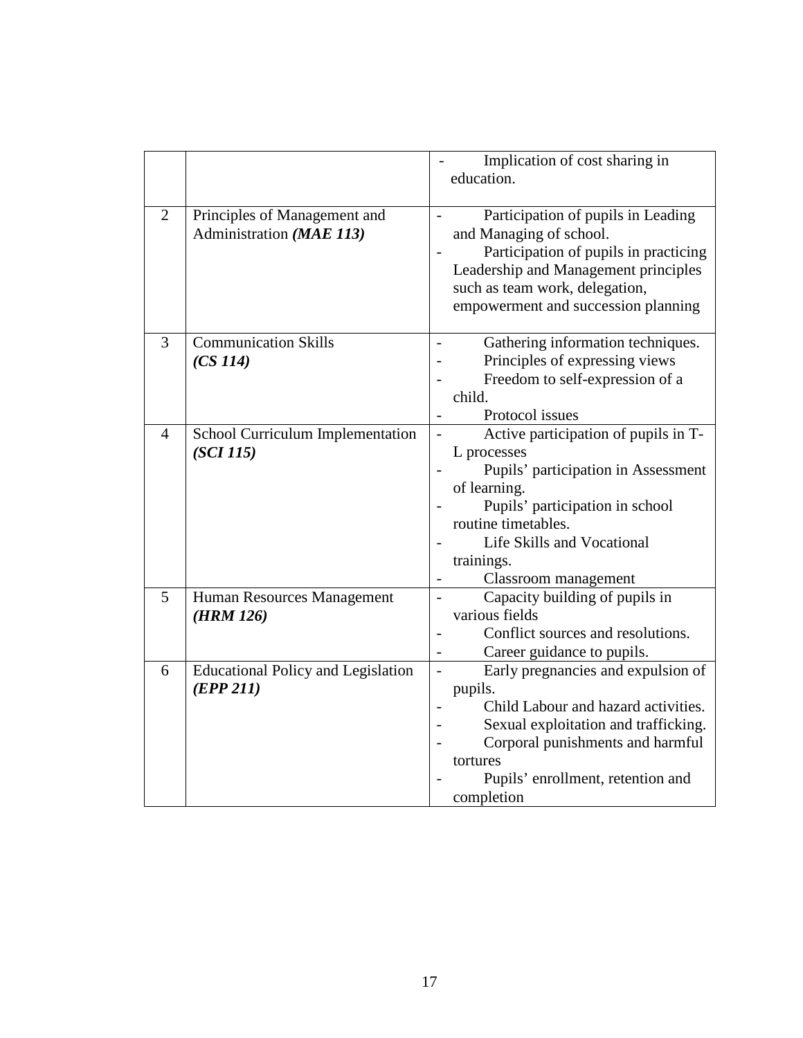| | | |
|---|---|---|
| | | - Implication of cost sharing in education. |
| 2 | Principles of Management and Administration ***(MAE 113)*** | - Participation of pupils in Leading and Managing of school.<br>- Participation of pupils in practicing Leadership and Management principles such as team work, delegation, empowerment and succession planning |
| 3 | Communication Skills ***(CS 114)*** | - Gathering information techniques.<br>- Principles of expressing views<br>- Freedom to self-expression of a child.<br>- Protocol issues |
| 4 | School Curriculum Implementation ***(SCI 115)*** | - Active participation of pupils in T-L processes<br>- Pupils' participation in Assessment of learning.<br>- Pupils' participation in school routine timetables.<br>- Life Skills and Vocational trainings.<br>- Classroom management |
| 5 | Human Resources Management ***(HRM 126)*** | - Capacity building of pupils in various fields<br>- Conflict sources and resolutions.<br>- Career guidance to pupils. |
| 6 | Educational Policy and Legislation ***(EPP 211)*** | - Early pregnancies and expulsion of pupils.<br>- Child Labour and hazard activities.<br>- Sexual exploitation and trafficking.<br>- Corporal punishments and harmful tortures<br>- Pupils' enrollment, retention and completion |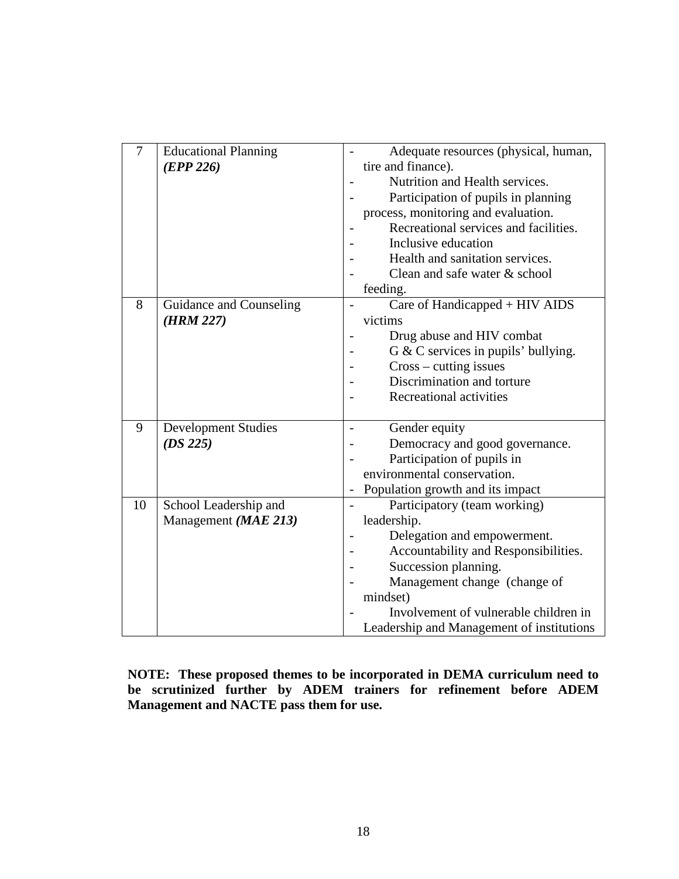| 7 | Educational Planning ***(EPP 226)*** | - Adequate resources (physical, human, tire and finance).<br>- Nutrition and Health services.<br>- Participation of pupils in planning process, monitoring and evaluation.<br>- Recreational services and facilities.<br>- Inclusive education<br>- Health and sanitation services.<br>- Clean and safe water & school feeding. |
|---|---|---|
| 8 | Guidance and Counseling ***(HRM 227)*** | - Care of Handicapped + HIV AIDS victims<br>- Drug abuse and HIV combat<br>- G & C services in pupils' bullying.<br>- Cross – cutting issues<br>- Discrimination and torture<br>- Recreational activities |
| 9 | Development Studies ***(DS 225)*** | - Gender equity<br>- Democracy and good governance.<br>- Participation of pupils in environmental conservation.<br>- Population growth and its impact |
| 10 | School Leadership and Management ***(MAE 213)*** | - Participatory (team working) leadership.<br>- Delegation and empowerment.<br>- Accountability and Responsibilities.<br>- Succession planning.<br>- Management change (change of mindset)<br>- Involvement of vulnerable children in Leadership and Management of institutions |

**NOTE: These proposed themes to be incorporated in DEMA curriculum need to be scrutinized further by ADEM trainers for refinement before ADEM Management and NACTE pass them for use.**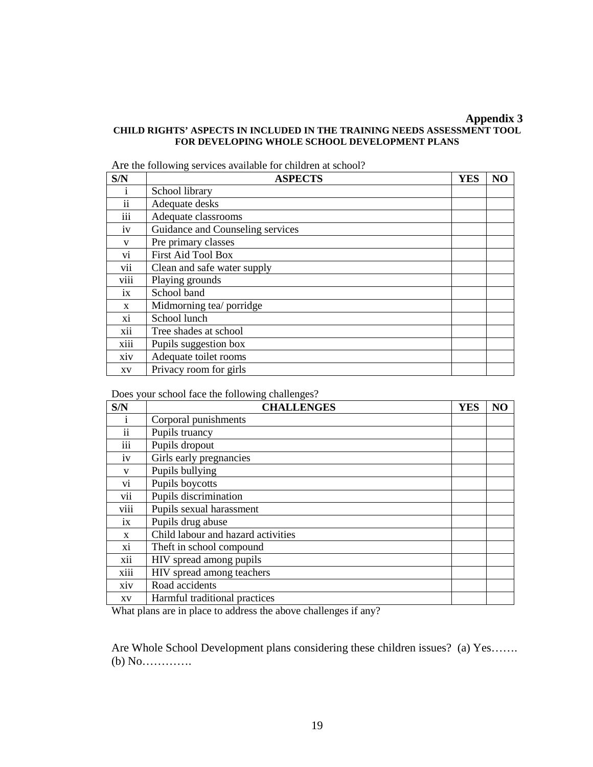**Appendix 3**

**CHILD RIGHTS' ASPECTS IN INCLUDED IN THE TRAINING NEEDS ASSESSMENT TOOL FOR DEVELOPING WHOLE SCHOOL DEVELOPMENT PLANS**

Are the following services available for children at school?

| S/N | ASPECTS | YES | NO |
|---|---|---|---|
| i | School library | | |
| ii | Adequate desks | | |
| iii | Adequate classrooms | | |
| iv | Guidance and Counseling services | | |
| v | Pre primary classes | | |
| vi | First Aid Tool Box | | |
| vii | Clean and safe water supply | | |
| viii | Playing grounds | | |
| ix | School band | | |
| x | Midmorning tea/ porridge | | |
| xi | School lunch | | |
| xii | Tree shades at school | | |
| xiii | Pupils suggestion box | | |
| xiv | Adequate toilet rooms | | |
| xv | Privacy room for girls | | |

Does your school face the following challenges?

| S/N | CHALLENGES | YES | NO |
|---|---|---|---|
| i | Corporal punishments | | |
| ii | Pupils truancy | | |
| iii | Pupils dropout | | |
| iv | Girls early pregnancies | | |
| v | Pupils bullying | | |
| vi | Pupils boycotts | | |
| vii | Pupils discrimination | | |
| viii | Pupils sexual harassment | | |
| ix | Pupils drug abuse | | |
| x | Child labour and hazard activities | | |
| xi | Theft in school compound | | |
| xii | HIV spread among pupils | | |
| xiii | HIV spread among teachers | | |
| xiv | Road accidents | | |
| xv | Harmful traditional practices | | |

What plans are in place to address the above challenges if any?

Are Whole School Development plans considering these children issues? (a) Yes……. (b) No………….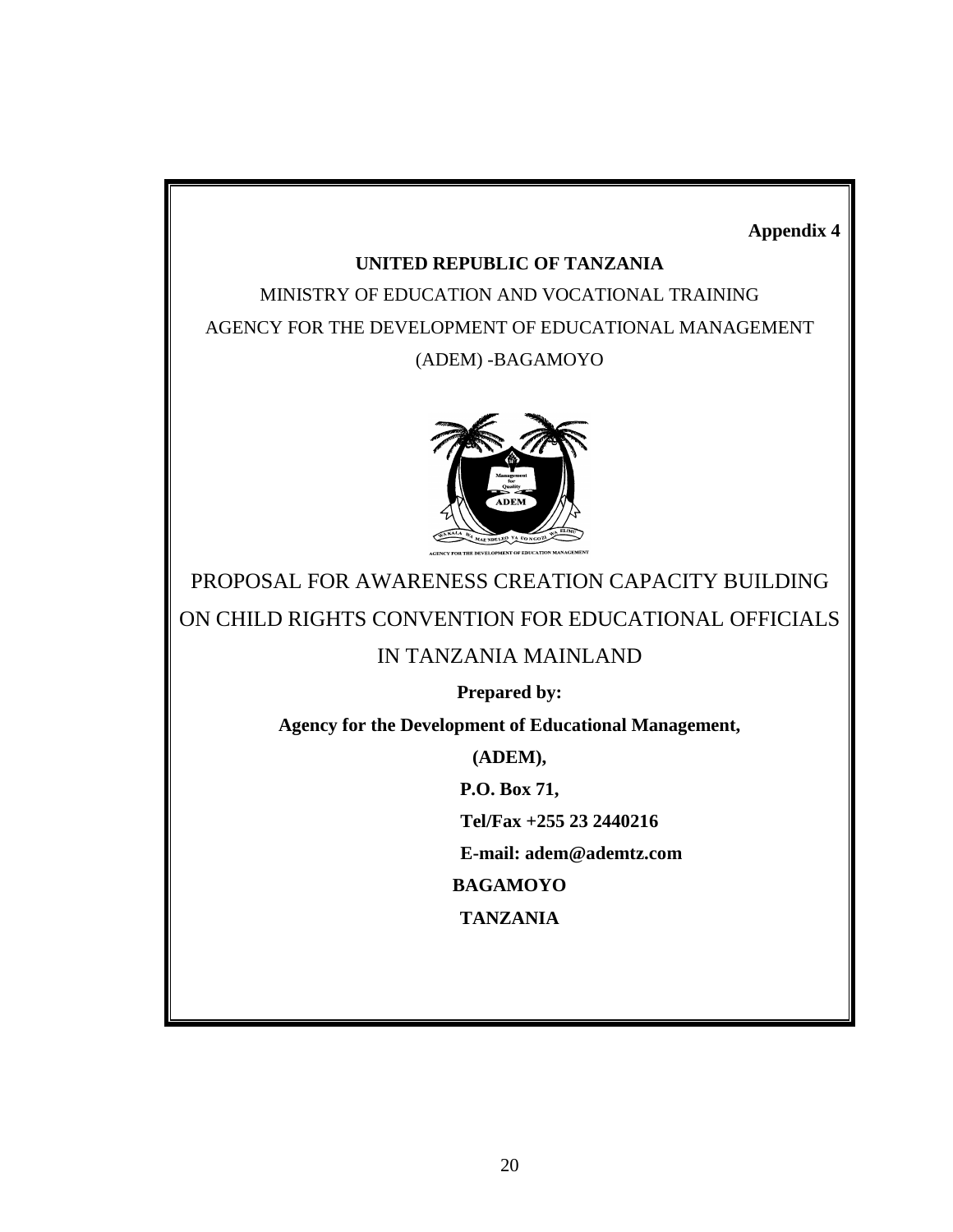**Appendix 4**

**UNITED REPUBLIC OF TANZANIA**

MINISTRY OF EDUCATION AND VOCATIONAL TRAINING

AGENCY FOR THE DEVELOPMENT OF EDUCATIONAL MANAGEMENT

(ADEM) -BAGAMOYO

# PROPOSAL FOR AWARENESS CREATION CAPACITY BUILDING ON CHILD RIGHTS CONVENTION FOR EDUCATIONAL OFFICIALS IN TANZANIA MAINLAND

**Prepared by:**

**Agency for the Development of Educational Management,**

**(ADEM),**

**P.O. Box 71,**

**Tel/Fax +255 23 2440216**

**E-mail: adem@ademtz.com**

**BAGAMOYO**

**TANZANIA**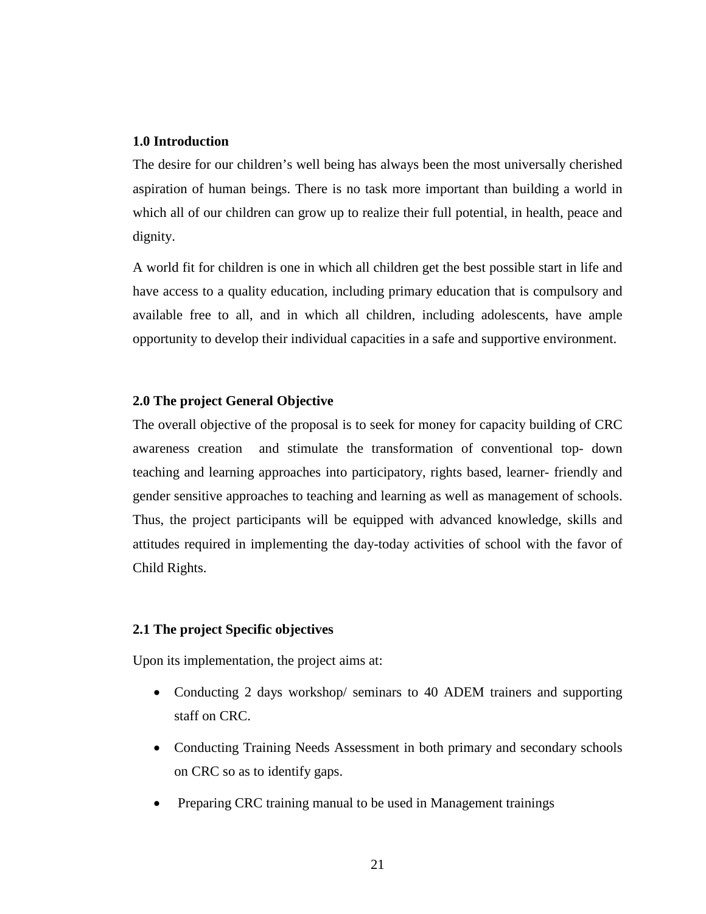## 1.0 Introduction

The desire for our children's well being has always been the most universally cherished aspiration of human beings. There is no task more important than building a world in which all of our children can grow up to realize their full potential, in health, peace and dignity.

A world fit for children is one in which all children get the best possible start in life and have access to a quality education, including primary education that is compulsory and available free to all, and in which all children, including adolescents, have ample opportunity to develop their individual capacities in a safe and supportive environment.

## 2.0 The project General Objective

The overall objective of the proposal is to seek for money for capacity building of CRC awareness creation and stimulate the transformation of conventional top- down teaching and learning approaches into participatory, rights based, learner- friendly and gender sensitive approaches to teaching and learning as well as management of schools. Thus, the project participants will be equipped with advanced knowledge, skills and attitudes required in implementing the day-today activities of school with the favor of Child Rights.

## 2.1 The project Specific objectives

Upon its implementation, the project aims at:

- Conducting 2 days workshop/ seminars to 40 ADEM trainers and supporting staff on CRC.
- Conducting Training Needs Assessment in both primary and secondary schools on CRC so as to identify gaps.
- Preparing CRC training manual to be used in Management trainings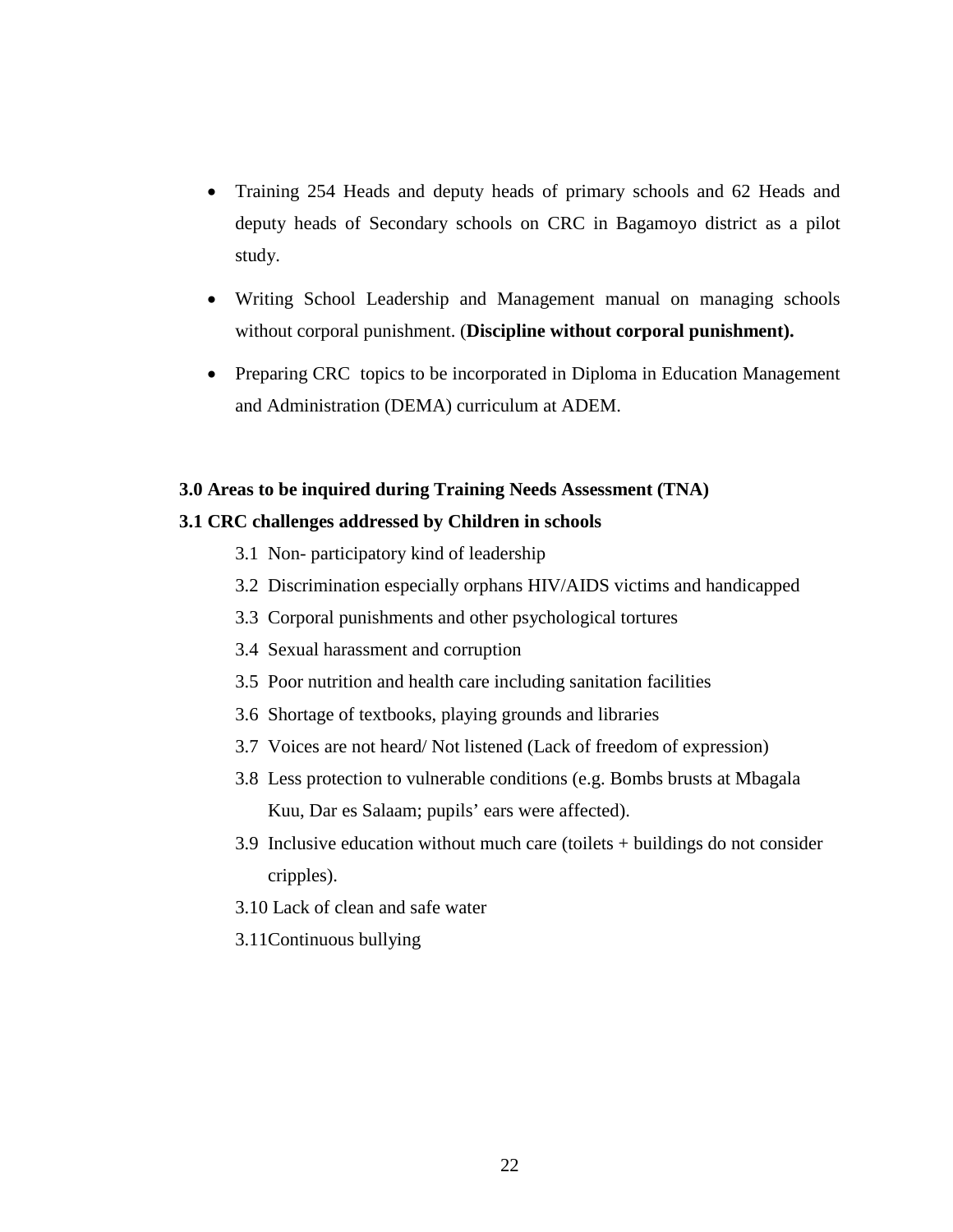- Training 254 Heads and deputy heads of primary schools and 62 Heads and deputy heads of Secondary schools on CRC in Bagamoyo district as a pilot study.
- Writing School Leadership and Management manual on managing schools without corporal punishment. (**Discipline without corporal punishment).**
- Preparing CRC topics to be incorporated in Diploma in Education Management and Administration (DEMA) curriculum at ADEM.

**3.0 Areas to be inquired during Training Needs Assessment (TNA)**

**3.1 CRC challenges addressed by Children in schools**

3.1 Non- participatory kind of leadership

3.2 Discrimination especially orphans HIV/AIDS victims and handicapped

3.3 Corporal punishments and other psychological tortures

3.4 Sexual harassment and corruption

3.5 Poor nutrition and health care including sanitation facilities

3.6 Shortage of textbooks, playing grounds and libraries

3.7 Voices are not heard/ Not listened (Lack of freedom of expression)

3.8 Less protection to vulnerable conditions (e.g. Bombs brusts at Mbagala Kuu, Dar es Salaam; pupils' ears were affected).

3.9 Inclusive education without much care (toilets + buildings do not consider cripples).

3.10 Lack of clean and safe water

3.11Continuous bullying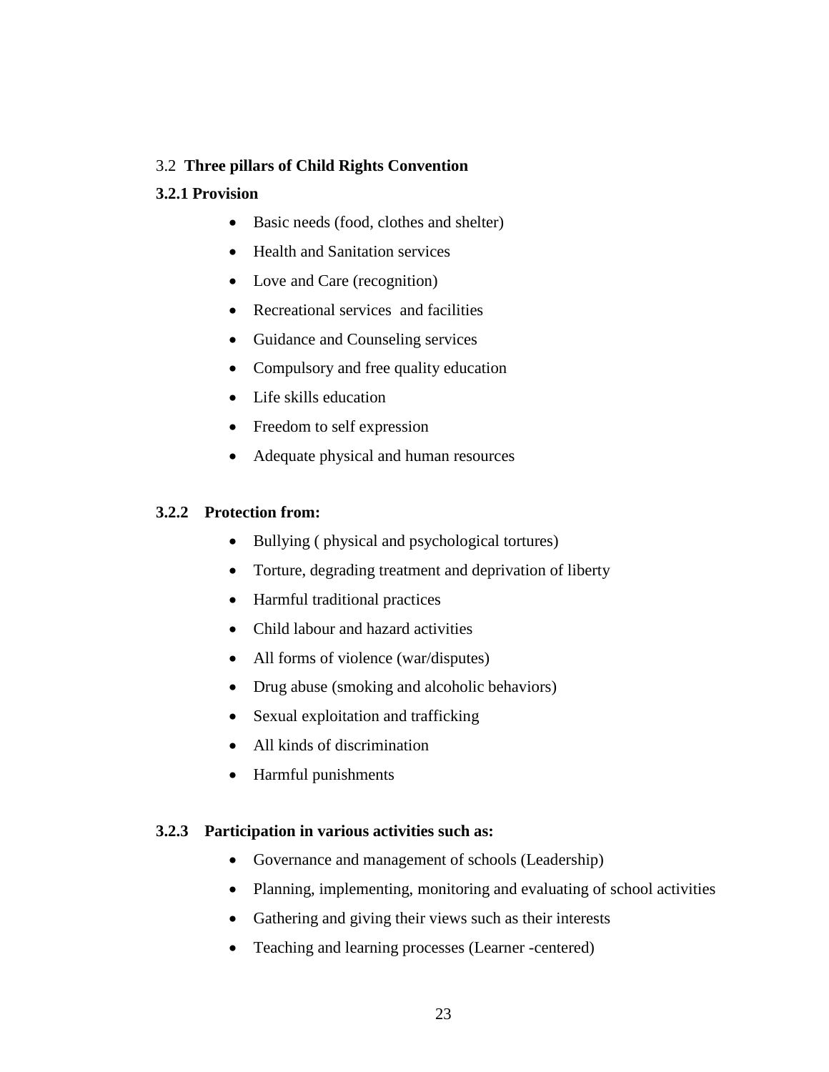## 3.2 **Three pillars of Child Rights Convention**

### 3.2.1 Provision

- Basic needs (food, clothes and shelter)
- Health and Sanitation services
- Love and Care (recognition)
- Recreational services and facilities
- Guidance and Counseling services
- Compulsory and free quality education
- Life skills education
- Freedom to self expression
- Adequate physical and human resources

### 3.2.2 Protection from:

- Bullying ( physical and psychological tortures)
- Torture, degrading treatment and deprivation of liberty
- Harmful traditional practices
- Child labour and hazard activities
- All forms of violence (war/disputes)
- Drug abuse (smoking and alcoholic behaviors)
- Sexual exploitation and trafficking
- All kinds of discrimination
- Harmful punishments

### 3.2.3 Participation in various activities such as:

- Governance and management of schools (Leadership)
- Planning, implementing, monitoring and evaluating of school activities
- Gathering and giving their views such as their interests
- Teaching and learning processes (Learner -centered)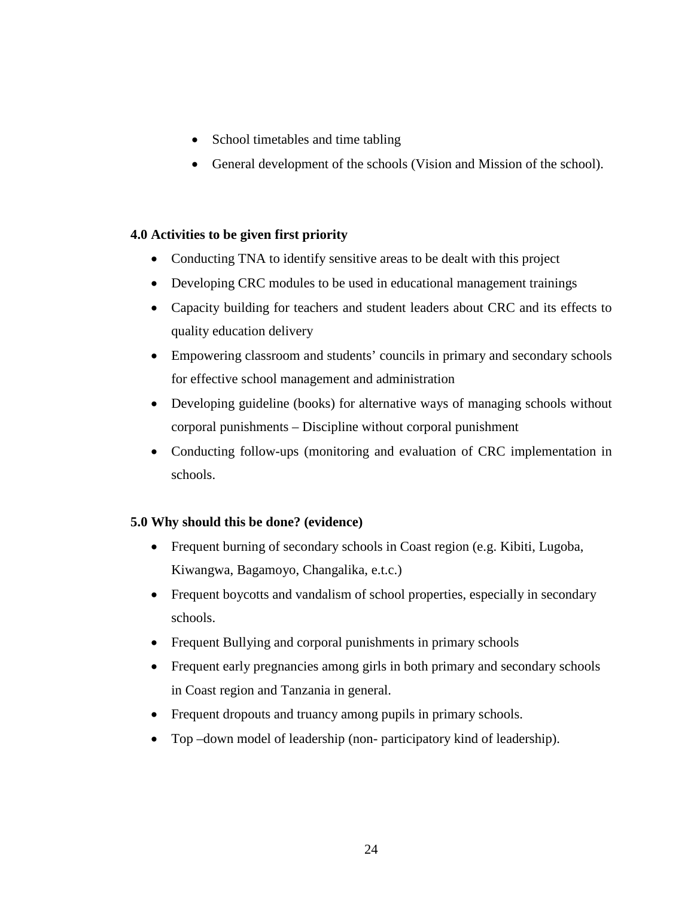- School timetables and time tabling
- General development of the schools (Vision and Mission of the school).

**4.0 Activities to be given first priority**

- Conducting TNA to identify sensitive areas to be dealt with this project
- Developing CRC modules to be used in educational management trainings
- Capacity building for teachers and student leaders about CRC and its effects to quality education delivery
- Empowering classroom and students' councils in primary and secondary schools for effective school management and administration
- Developing guideline (books) for alternative ways of managing schools without corporal punishments – Discipline without corporal punishment
- Conducting follow-ups (monitoring and evaluation of CRC implementation in schools.

**5.0 Why should this be done? (evidence)**

- Frequent burning of secondary schools in Coast region (e.g. Kibiti, Lugoba, Kiwangwa, Bagamoyo, Changalika, e.t.c.)
- Frequent boycotts and vandalism of school properties, especially in secondary schools.
- Frequent Bullying and corporal punishments in primary schools
- Frequent early pregnancies among girls in both primary and secondary schools in Coast region and Tanzania in general.
- Frequent dropouts and truancy among pupils in primary schools.
- Top –down model of leadership (non- participatory kind of leadership).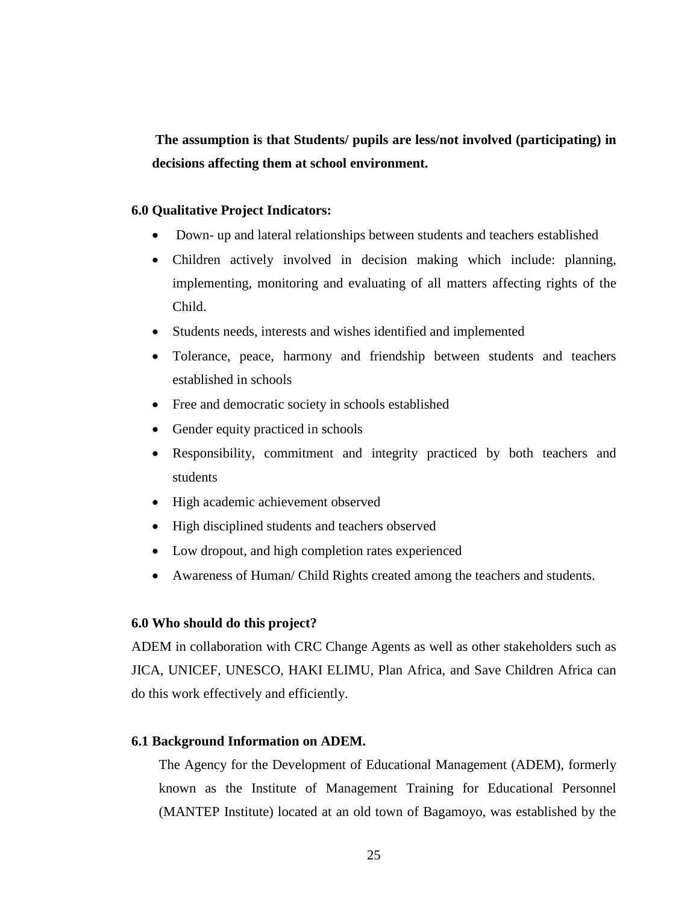**The assumption is that Students/ pupils are less/not involved (participating) in decisions affecting them at school environment.**

### 6.0 Qualitative Project Indicators:

- Down- up and lateral relationships between students and teachers established
- Children actively involved in decision making which include: planning, implementing, monitoring and evaluating of all matters affecting rights of the Child.
- Students needs, interests and wishes identified and implemented
- Tolerance, peace, harmony and friendship between students and teachers established in schools
- Free and democratic society in schools established
- Gender equity practiced in schools
- Responsibility, commitment and integrity practiced by both teachers and students
- High academic achievement observed
- High disciplined students and teachers observed
- Low dropout, and high completion rates experienced
- Awareness of Human/ Child Rights created among the teachers and students.

### 6.0 Who should do this project?

ADEM in collaboration with CRC Change Agents as well as other stakeholders such as JICA, UNICEF, UNESCO, HAKI ELIMU, Plan Africa, and Save Children Africa can do this work effectively and efficiently.

### 6.1 Background Information on ADEM.

The Agency for the Development of Educational Management (ADEM), formerly known as the Institute of Management Training for Educational Personnel (MANTEP Institute) located at an old town of Bagamoyo, was established by the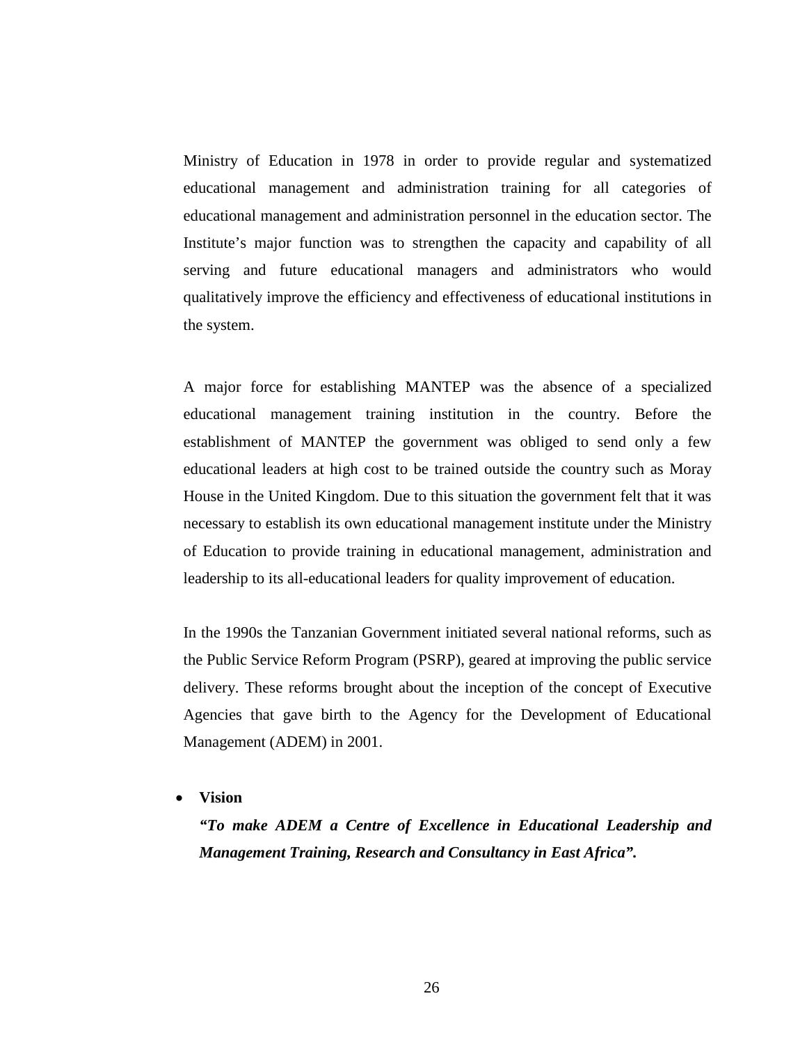Ministry of Education in 1978 in order to provide regular and systematized educational management and administration training for all categories of educational management and administration personnel in the education sector. The Institute's major function was to strengthen the capacity and capability of all serving and future educational managers and administrators who would qualitatively improve the efficiency and effectiveness of educational institutions in the system.

A major force for establishing MANTEP was the absence of a specialized educational management training institution in the country. Before the establishment of MANTEP the government was obliged to send only a few educational leaders at high cost to be trained outside the country such as Moray House in the United Kingdom. Due to this situation the government felt that it was necessary to establish its own educational management institute under the Ministry of Education to provide training in educational management, administration and leadership to its all-educational leaders for quality improvement of education.

In the 1990s the Tanzanian Government initiated several national reforms, such as the Public Service Reform Program (PSRP), geared at improving the public service delivery. These reforms brought about the inception of the concept of Executive Agencies that gave birth to the Agency for the Development of Educational Management (ADEM) in 2001.

- **Vision**

  ***"To make ADEM a Centre of Excellence in Educational Leadership and Management Training, Research and Consultancy in East Africa".***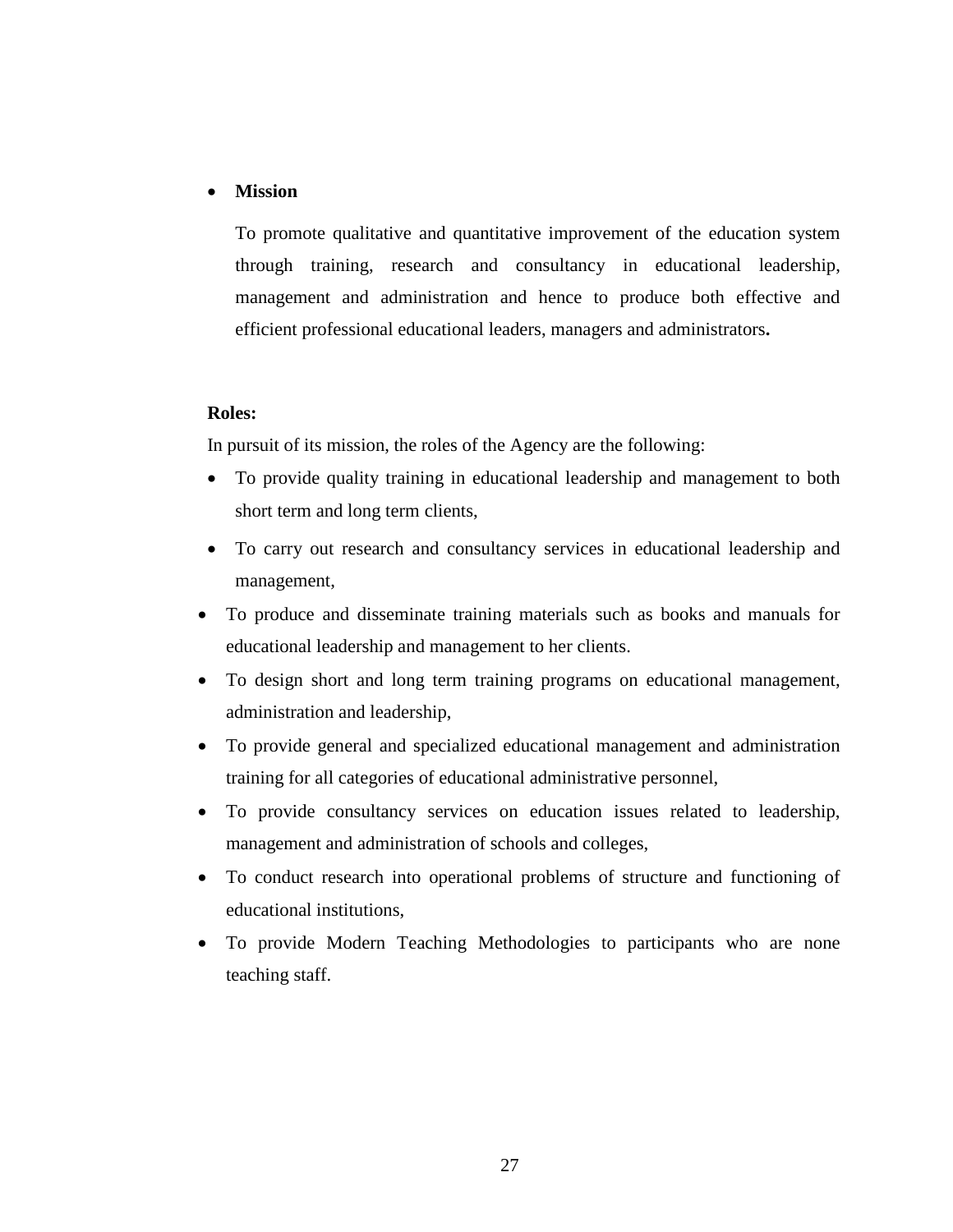- **Mission**

  To promote qualitative and quantitative improvement of the education system through training, research and consultancy in educational leadership, management and administration and hence to produce both effective and efficient professional educational leaders, managers and administrators**.**

**Roles:**

In pursuit of its mission, the roles of the Agency are the following:

- To provide quality training in educational leadership and management to both short term and long term clients,
- To carry out research and consultancy services in educational leadership and management,
- To produce and disseminate training materials such as books and manuals for educational leadership and management to her clients.
- To design short and long term training programs on educational management, administration and leadership,
- To provide general and specialized educational management and administration training for all categories of educational administrative personnel,
- To provide consultancy services on education issues related to leadership, management and administration of schools and colleges,
- To conduct research into operational problems of structure and functioning of educational institutions,
- To provide Modern Teaching Methodologies to participants who are none teaching staff.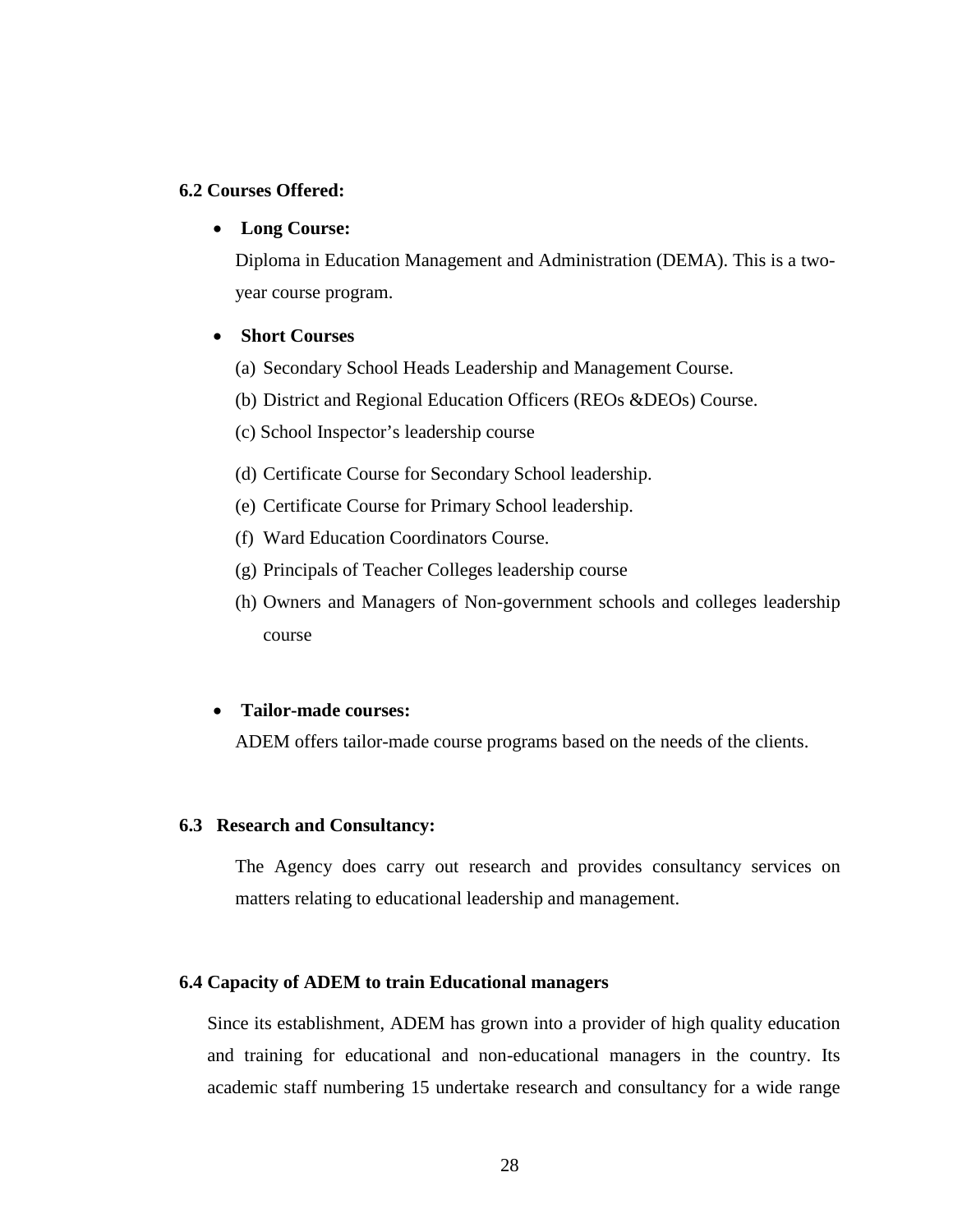### 6.2 Courses Offered:

- **Long Course:**

  Diploma in Education Management and Administration (DEMA). This is a two-year course program.

- **Short Courses**

  (a) Secondary School Heads Leadership and Management Course.

  (b) District and Regional Education Officers (REOs &DEOs) Course.

  (c) School Inspector's leadership course

  (d) Certificate Course for Secondary School leadership.

  (e) Certificate Course for Primary School leadership.

  (f) Ward Education Coordinators Course.

  (g) Principals of Teacher Colleges leadership course

  (h) Owners and Managers of Non-government schools and colleges leadership course

- **Tailor-made courses:**

  ADEM offers tailor-made course programs based on the needs of the clients.

### 6.3 Research and Consultancy:

The Agency does carry out research and provides consultancy services on matters relating to educational leadership and management.

### 6.4 Capacity of ADEM to train Educational managers

Since its establishment, ADEM has grown into a provider of high quality education and training for educational and non-educational managers in the country. Its academic staff numbering 15 undertake research and consultancy for a wide range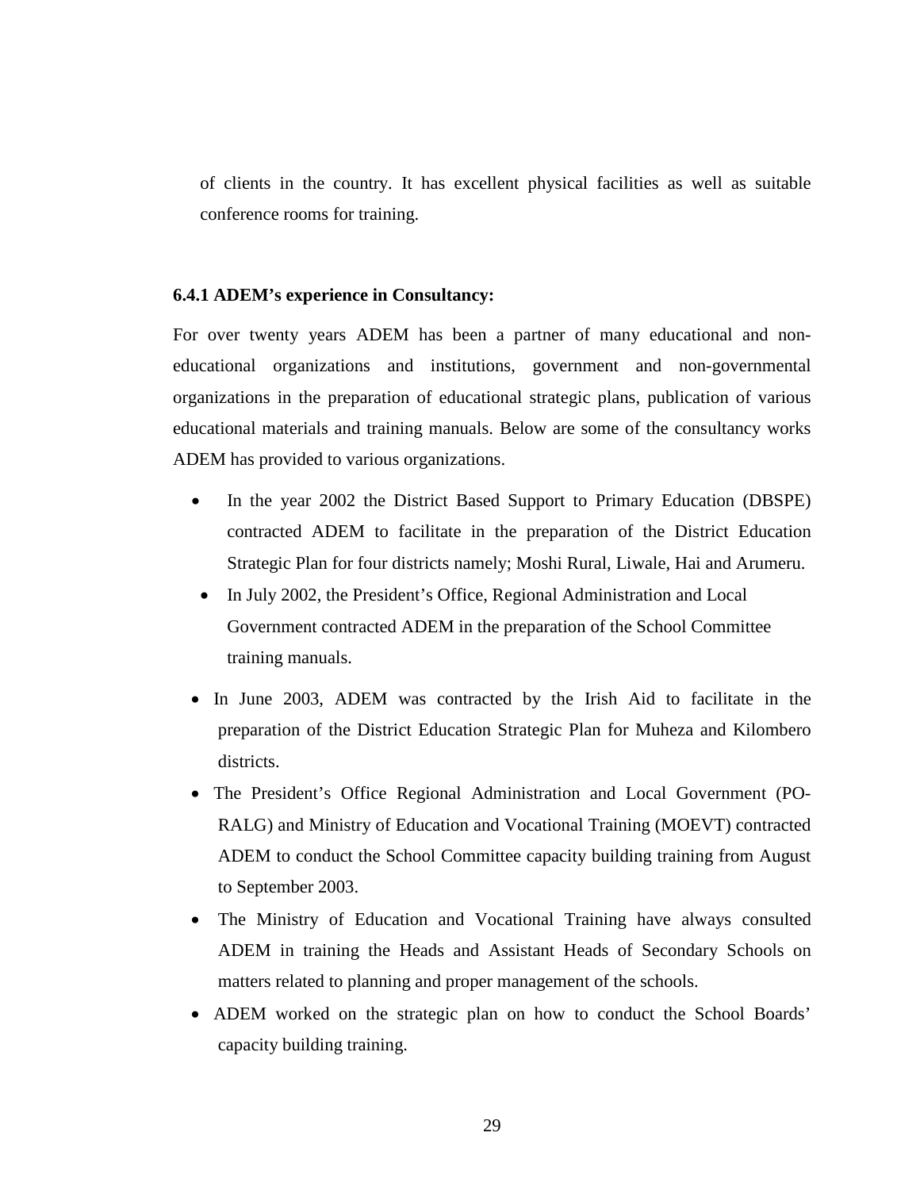of clients in the country. It has excellent physical facilities as well as suitable conference rooms for training.

#### 6.4.1 ADEM's experience in Consultancy:

For over twenty years ADEM has been a partner of many educational and non-educational organizations and institutions, government and non-governmental organizations in the preparation of educational strategic plans, publication of various educational materials and training manuals. Below are some of the consultancy works ADEM has provided to various organizations.

- In the year 2002 the District Based Support to Primary Education (DBSPE) contracted ADEM to facilitate in the preparation of the District Education Strategic Plan for four districts namely; Moshi Rural, Liwale, Hai and Arumeru.
- In July 2002, the President's Office, Regional Administration and Local Government contracted ADEM in the preparation of the School Committee training manuals.
- In June 2003, ADEM was contracted by the Irish Aid to facilitate in the preparation of the District Education Strategic Plan for Muheza and Kilombero districts.
- The President's Office Regional Administration and Local Government (PO-RALG) and Ministry of Education and Vocational Training (MOEVT) contracted ADEM to conduct the School Committee capacity building training from August to September 2003.
- The Ministry of Education and Vocational Training have always consulted ADEM in training the Heads and Assistant Heads of Secondary Schools on matters related to planning and proper management of the schools.
- ADEM worked on the strategic plan on how to conduct the School Boards' capacity building training.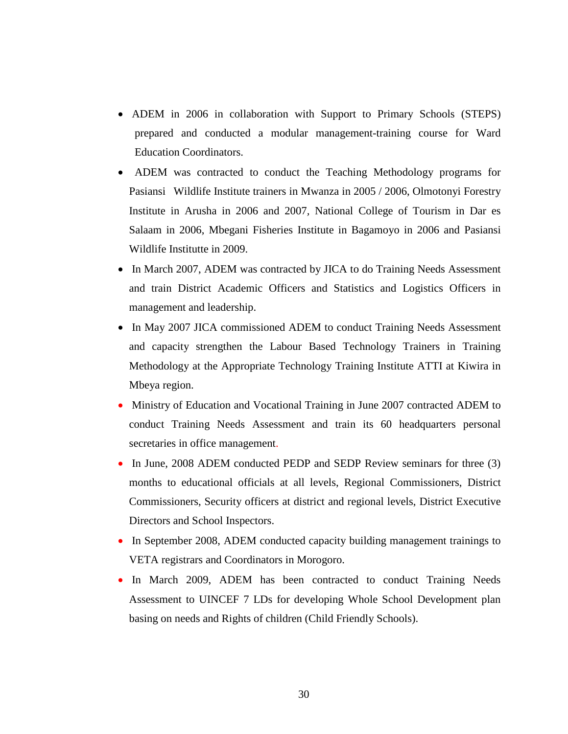- ADEM in 2006 in collaboration with Support to Primary Schools (STEPS) prepared and conducted a modular management-training course for Ward Education Coordinators.
- ADEM was contracted to conduct the Teaching Methodology programs for Pasiansi Wildlife Institute trainers in Mwanza in 2005 / 2006, Olmotonyi Forestry Institute in Arusha in 2006 and 2007, National College of Tourism in Dar es Salaam in 2006, Mbegani Fisheries Institute in Bagamoyo in 2006 and Pasiansi Wildlife Instituttе in 2009.
- In March 2007, ADEM was contracted by JICA to do Training Needs Assessment and train District Academic Officers and Statistics and Logistics Officers in management and leadership.
- In May 2007 JICA commissioned ADEM to conduct Training Needs Assessment and capacity strengthen the Labour Based Technology Trainers in Training Methodology at the Appropriate Technology Training Institute ATTI at Kiwira in Mbeya region.
- Ministry of Education and Vocational Training in June 2007 contracted ADEM to conduct Training Needs Assessment and train its 60 headquarters personal secretaries in office management.
- In June, 2008 ADEM conducted PEDP and SEDP Review seminars for three (3) months to educational officials at all levels, Regional Commissioners, District Commissioners, Security officers at district and regional levels, District Executive Directors and School Inspectors.
- In September 2008, ADEM conducted capacity building management trainings to VETA registrars and Coordinators in Morogoro.
- In March 2009, ADEM has been contracted to conduct Training Needs Assessment to UINCEF 7 LDs for developing Whole School Development plan basing on needs and Rights of children (Child Friendly Schools).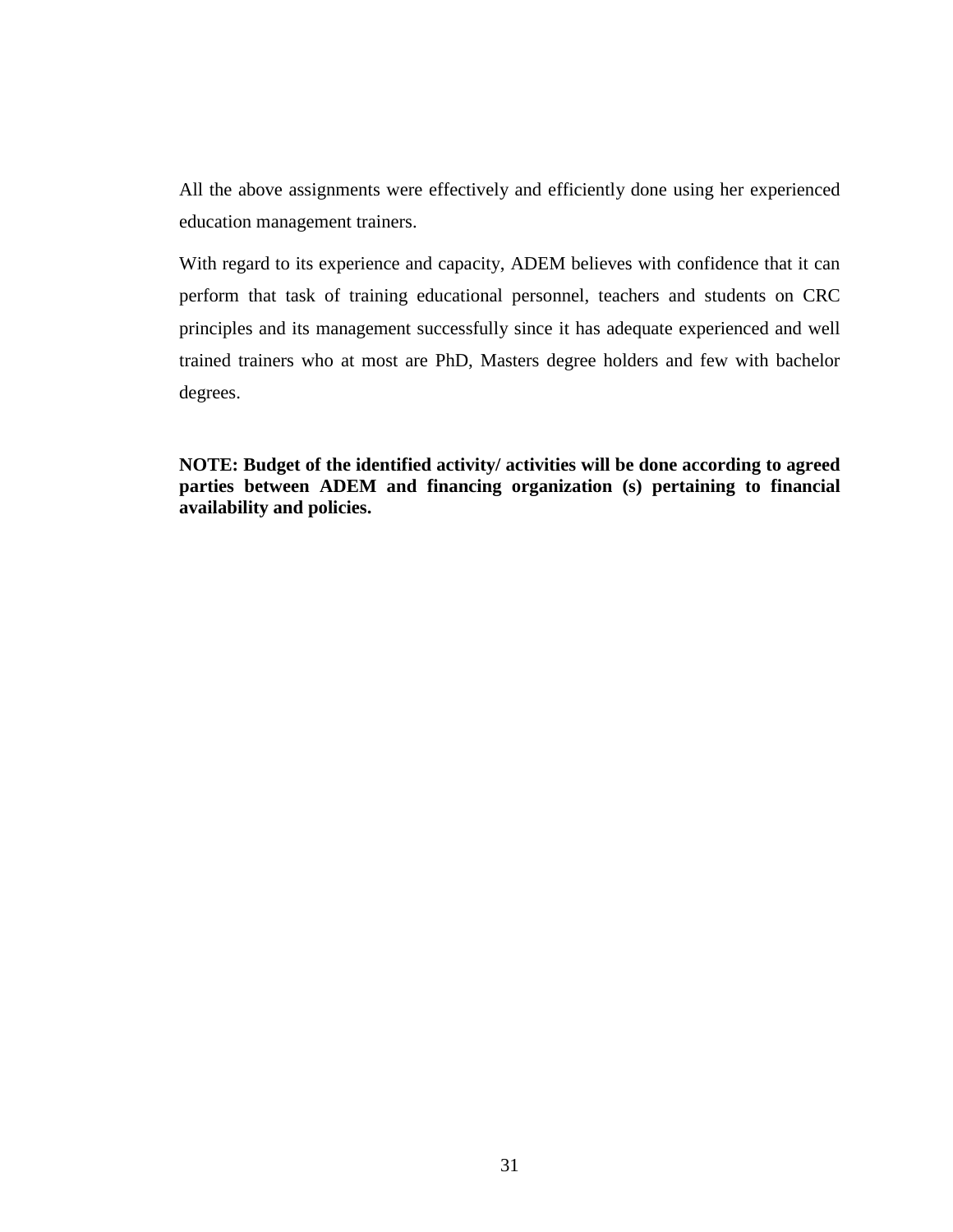All the above assignments were effectively and efficiently done using her experienced education management trainers.

With regard to its experience and capacity, ADEM believes with confidence that it can perform that task of training educational personnel, teachers and students on CRC principles and its management successfully since it has adequate experienced and well trained trainers who at most are PhD, Masters degree holders and few with bachelor degrees.

**NOTE: Budget of the identified activity/ activities will be done according to agreed parties between ADEM and financing organization (s) pertaining to financial availability and policies.**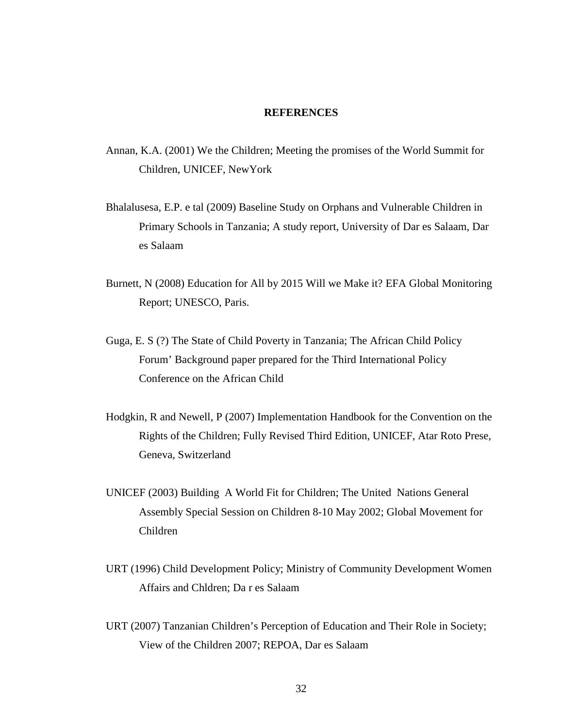# REFERENCES

Annan, K.A. (2001) We the Children; Meeting the promises of the World Summit for Children, UNICEF, NewYork

Bhalalusesa, E.P. e tal (2009) Baseline Study on Orphans and Vulnerable Children in Primary Schools in Tanzania; A study report, University of Dar es Salaam, Dar es Salaam

Burnett, N (2008) Education for All by 2015 Will we Make it? EFA Global Monitoring Report; UNESCO, Paris.

Guga, E. S (?) The State of Child Poverty in Tanzania; The African Child Policy Forum' Background paper prepared for the Third International Policy Conference on the African Child

Hodgkin, R and Newell, P (2007) Implementation Handbook for the Convention on the Rights of the Children; Fully Revised Third Edition, UNICEF, Atar Roto Prese, Geneva, Switzerland

UNICEF (2003) Building A World Fit for Children; The United Nations General Assembly Special Session on Children 8-10 May 2002; Global Movement for Children

URT (1996) Child Development Policy; Ministry of Community Development Women Affairs and Chldren; Da r es Salaam

URT (2007) Tanzanian Children's Perception of Education and Their Role in Society; View of the Children 2007; REPOA, Dar es Salaam